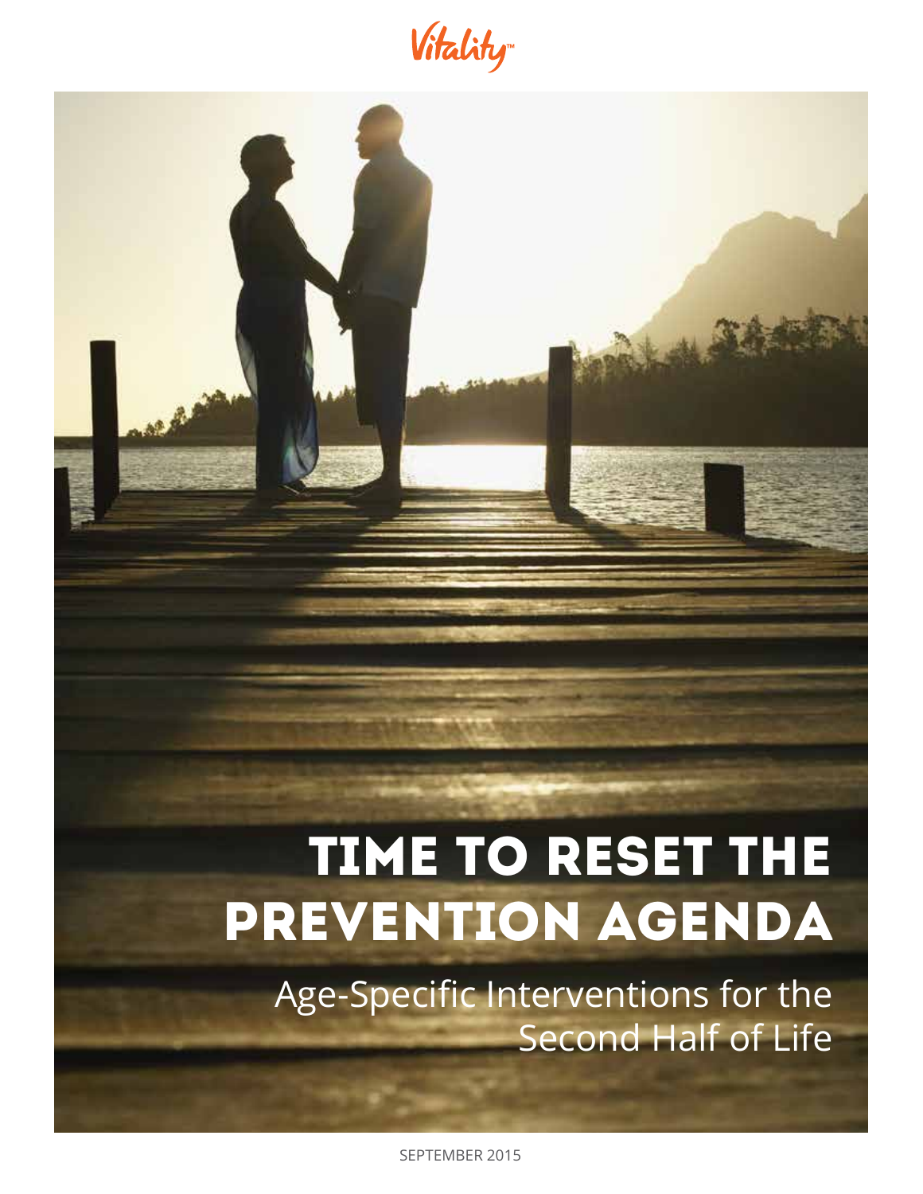Vitality™

# TIME TO RESET THE PREVENTION AGENDA

## Age-Specific Interventions for the Second Half of Life

SEPTEMBER 2015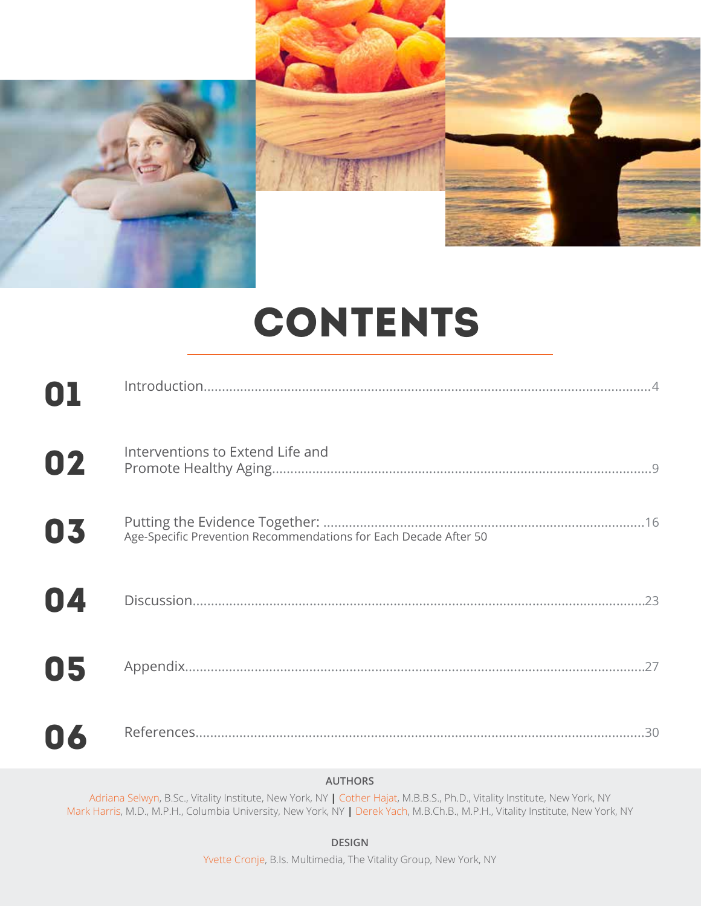# CONTENTS

| | | |
|---|---|---|
| 01 | Introduction | 4 |
| 02 | Interventions to Extend Life and Promote Healthy Aging | 9 |
| 03 | Putting the Evidence Together: Age-Specific Prevention Recommendations for Each Decade After 50 | 16 |
| 04 | Discussion | 23 |
| 05 | Appendix | 27 |
| 06 | References | 30 |

**AUTHORS**

Adriana Selwyn, B.Sc., Vitality Institute, New York, NY | Cother Hajat, M.B.B.S., Ph.D., Vitality Institute, New York, NY
Mark Harris, M.D., M.P.H., Columbia University, New York, NY | Derek Yach, M.B.Ch.B., M.P.H., Vitality Institute, New York, NY

**DESIGN**

Yvette Cronje, B.Is. Multimedia, The Vitality Group, New York, NY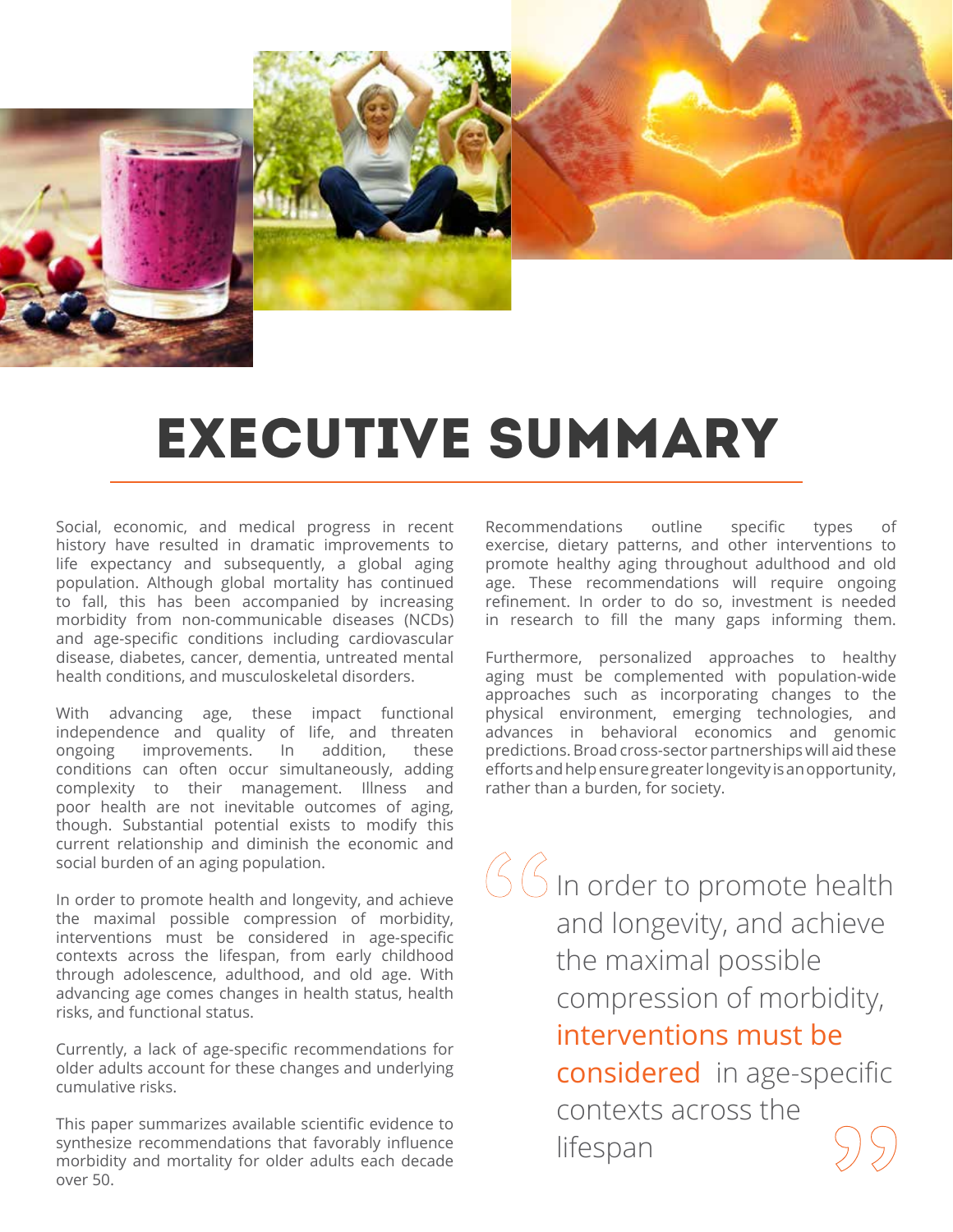# EXECUTIVE SUMMARY

Social, economic, and medical progress in recent history have resulted in dramatic improvements to life expectancy and subsequently, a global aging population. Although global mortality has continued to fall, this has been accompanied by increasing morbidity from non-communicable diseases (NCDs) and age-specific conditions including cardiovascular disease, diabetes, cancer, dementia, untreated mental health conditions, and musculoskeletal disorders.

With advancing age, these impact functional independence and quality of life, and threaten ongoing improvements. In addition, these conditions can often occur simultaneously, adding complexity to their management. Illness and poor health are not inevitable outcomes of aging, though. Substantial potential exists to modify this current relationship and diminish the economic and social burden of an aging population.

In order to promote health and longevity, and achieve the maximal possible compression of morbidity, interventions must be considered in age-specific contexts across the lifespan, from early childhood through adolescence, adulthood, and old age. With advancing age comes changes in health status, health risks, and functional status.

Currently, a lack of age-specific recommendations for older adults account for these changes and underlying cumulative risks.

This paper summarizes available scientific evidence to synthesize recommendations that favorably influence morbidity and mortality for older adults each decade over 50.

Recommendations outline specific types of exercise, dietary patterns, and other interventions to promote healthy aging throughout adulthood and old age. These recommendations will require ongoing refinement. In order to do so, investment is needed in research to fill the many gaps informing them.

Furthermore, personalized approaches to healthy aging must be complemented with population-wide approaches such as incorporating changes to the physical environment, emerging technologies, and advances in behavioral economics and genomic predictions. Broad cross-sector partnerships will aid these efforts and help ensure greater longevity is an opportunity, rather than a burden, for society.

> "In order to promote health and longevity, and achieve the maximal possible compression of morbidity, **interventions must be considered** in age-specific contexts across the lifespan"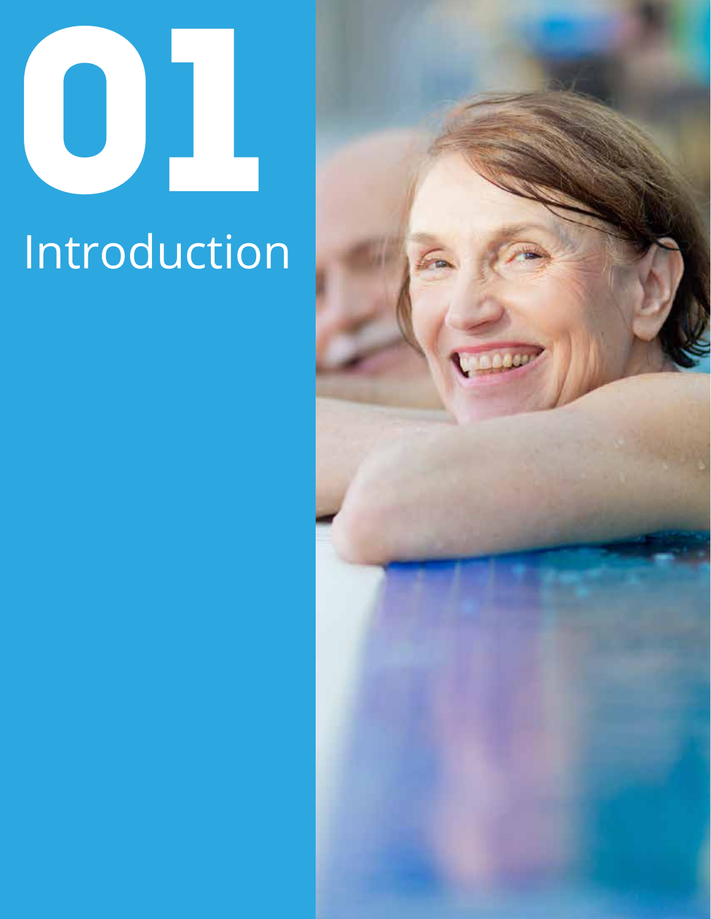# 01

# Introduction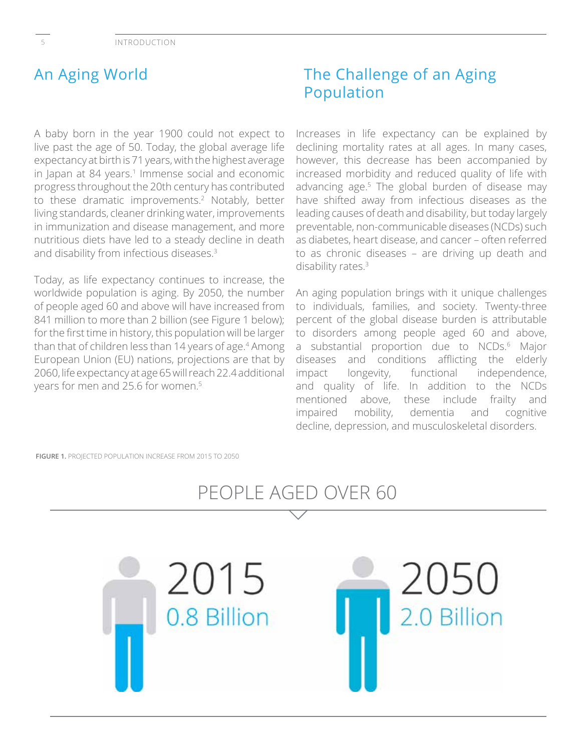## An Aging World

A baby born in the year 1900 could not expect to live past the age of 50. Today, the global average life expectancy at birth is 71 years, with the highest average in Japan at 84 years.[1] Immense social and economic progress throughout the 20th century has contributed to these dramatic improvements.[2] Notably, better living standards, cleaner drinking water, improvements in immunization and disease management, and more nutritious diets have led to a steady decline in death and disability from infectious diseases.[3]

Today, as life expectancy continues to increase, the worldwide population is aging. By 2050, the number of people aged 60 and above will have increased from 841 million to more than 2 billion (see Figure 1 below); for the first time in history, this population will be larger than that of children less than 14 years of age.[4] Among European Union (EU) nations, projections are that by 2060, life expectancy at age 65 will reach 22.4 additional years for men and 25.6 for women.[5]

## The Challenge of an Aging Population

Increases in life expectancy can be explained by declining mortality rates at all ages. In many cases, however, this decrease has been accompanied by increased morbidity and reduced quality of life with advancing age.[5] The global burden of disease may have shifted away from infectious diseases as the leading causes of death and disability, but today largely preventable, non-communicable diseases (NCDs) such as diabetes, heart disease, and cancer – often referred to as chronic diseases – are driving up death and disability rates.[3]

An aging population brings with it unique challenges to individuals, families, and society. Twenty-three percent of the global disease burden is attributable to disorders among people aged 60 and above, a substantial proportion due to NCDs.[6] Major diseases and conditions afflicting the elderly impact longevity, functional independence, and quality of life. In addition to the NCDs mentioned above, these include frailty and impaired mobility, dementia and cognitive decline, depression, and musculoskeletal disorders.

**FIGURE 1.** PROJECTED POPULATION INCREASE FROM 2015 TO 2050

PEOPLE AGED OVER 60

2015
0.8 Billion

2050
2.0 Billion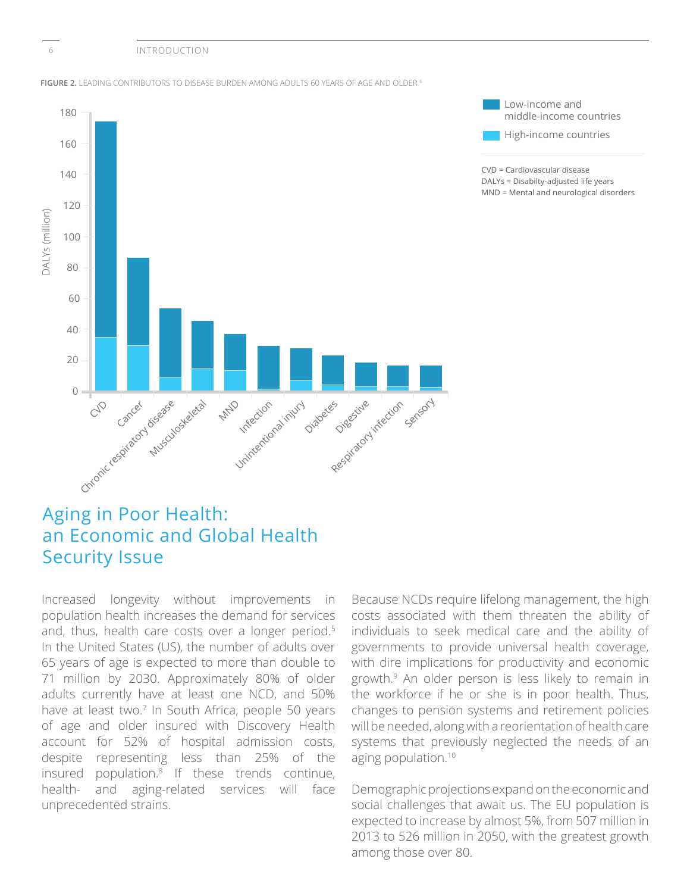**FIGURE 2.** LEADING CONTRIBUTORS TO DISEASE BURDEN AMONG ADULTS 60 YEARS OF AGE AND OLDER [6]

CVD = Cardiovascular disease
DALYs = Disabilty-adjusted life years
MND = Mental and neurological disorders

## Aging in Poor Health: an Economic and Global Health Security Issue

Increased longevity without improvements in population health increases the demand for services and, thus, health care costs over a longer period.[5] In the United States (US), the number of adults over 65 years of age is expected to more than double to 71 million by 2030. Approximately 80% of older adults currently have at least one NCD, and 50% have at least two.[7] In South Africa, people 50 years of age and older insured with Discovery Health account for 52% of hospital admission costs, despite representing less than 25% of the insured population.[8] If these trends continue, health- and aging-related services will face unprecedented strains.

Because NCDs require lifelong management, the high costs associated with them threaten the ability of individuals to seek medical care and the ability of governments to provide universal health coverage, with dire implications for productivity and economic growth.[9] An older person is less likely to remain in the workforce if he or she is in poor health. Thus, changes to pension systems and retirement policies will be needed, along with a reorientation of health care systems that previously neglected the needs of an aging population.[10]

Demographic projections expand on the economic and social challenges that await us. The EU population is expected to increase by almost 5%, from 507 million in 2013 to 526 million in 2050, with the greatest growth among those over 80.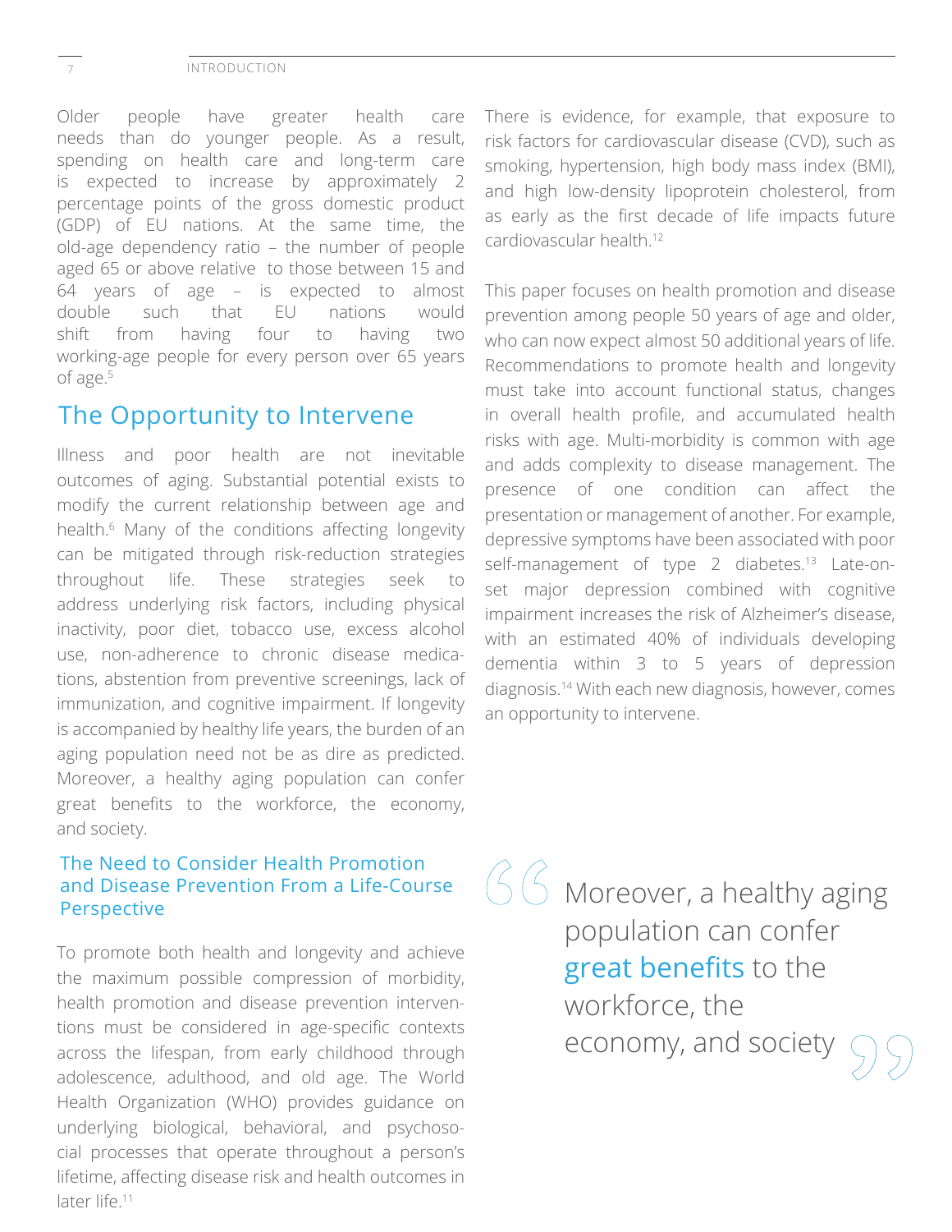Older people have greater health care needs than do younger people. As a result, spending on health care and long-term care is expected to increase by approximately 2 percentage points of the gross domestic product (GDP) of EU nations. At the same time, the old-age dependency ratio – the number of people aged 65 or above relative to those between 15 and 64 years of age – is expected to almost double such that EU nations would shift from having four to having two working-age people for every person over 65 years of age.[5]

## The Opportunity to Intervene

Illness and poor health are not inevitable outcomes of aging. Substantial potential exists to modify the current relationship between age and health.[6] Many of the conditions affecting longevity can be mitigated through risk-reduction strategies throughout life. These strategies seek to address underlying risk factors, including physical inactivity, poor diet, tobacco use, excess alcohol use, non-adherence to chronic disease medications, abstention from preventive screenings, lack of immunization, and cognitive impairment. If longevity is accompanied by healthy life years, the burden of an aging population need not be as dire as predicted. Moreover, a healthy aging population can confer great benefits to the workforce, the economy, and society.

### The Need to Consider Health Promotion and Disease Prevention From a Life-Course Perspective

To promote both health and longevity and achieve the maximum possible compression of morbidity, health promotion and disease prevention interventions must be considered in age-specific contexts across the lifespan, from early childhood through adolescence, adulthood, and old age. The World Health Organization (WHO) provides guidance on underlying biological, behavioral, and psychosocial processes that operate throughout a person's lifetime, affecting disease risk and health outcomes in later life.[11]

There is evidence, for example, that exposure to risk factors for cardiovascular disease (CVD), such as smoking, hypertension, high body mass index (BMI), and high low-density lipoprotein cholesterol, from as early as the first decade of life impacts future cardiovascular health.[12]

This paper focuses on health promotion and disease prevention among people 50 years of age and older, who can now expect almost 50 additional years of life. Recommendations to promote health and longevity must take into account functional status, changes in overall health profile, and accumulated health risks with age. Multi-morbidity is common with age and adds complexity to disease management. The presence of one condition can affect the presentation or management of another. For example, depressive symptoms have been associated with poor self-management of type 2 diabetes.[13] Late-onset major depression combined with cognitive impairment increases the risk of Alzheimer's disease, with an estimated 40% of individuals developing dementia within 3 to 5 years of depression diagnosis.[14] With each new diagnosis, however, comes an opportunity to intervene.

> Moreover, a healthy aging population can confer great benefits to the workforce, the economy, and society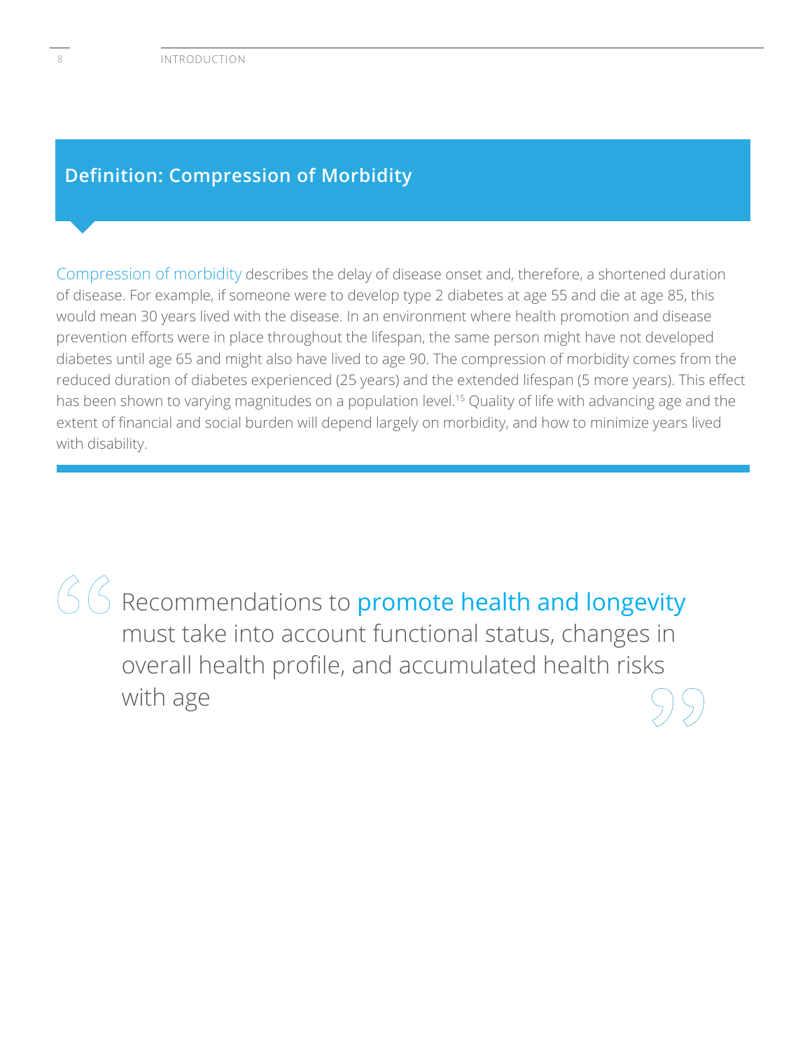## Definition: Compression of Morbidity

Compression of morbidity describes the delay of disease onset and, therefore, a shortened duration of disease. For example, if someone were to develop type 2 diabetes at age 55 and die at age 85, this would mean 30 years lived with the disease. In an environment where health promotion and disease prevention efforts were in place throughout the lifespan, the same person might have not developed diabetes until age 65 and might also have lived to age 90. The compression of morbidity comes from the reduced duration of diabetes experienced (25 years) and the extended lifespan (5 more years). This effect has been shown to varying magnitudes on a population level.[15] Quality of life with advancing age and the extent of financial and social burden will depend largely on morbidity, and how to minimize years lived with disability.

> Recommendations to promote health and longevity must take into account functional status, changes in overall health profile, and accumulated health risks with age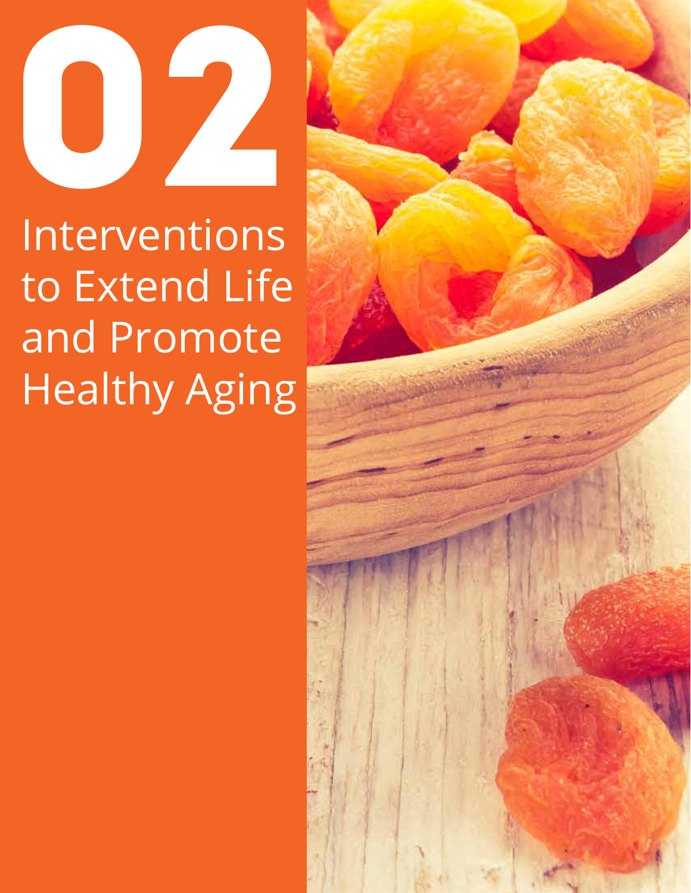# 02

# Interventions to Extend Life and Promote Healthy Aging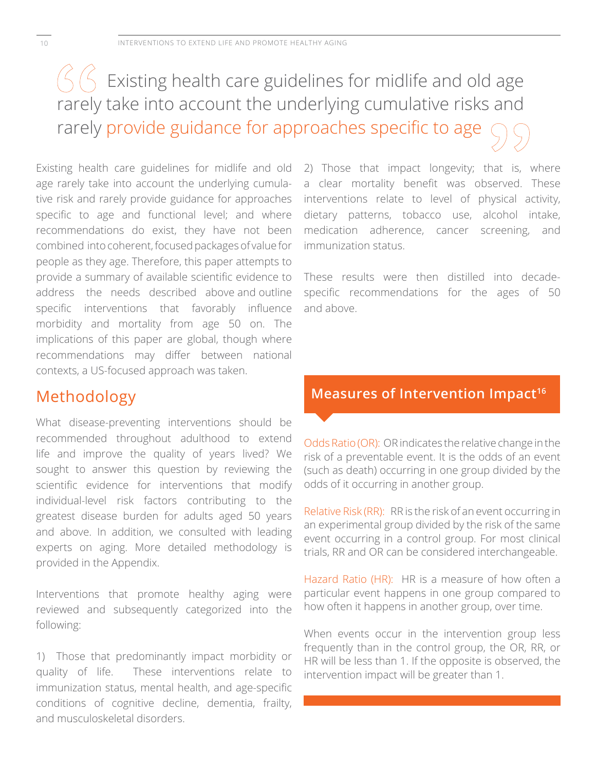> Existing health care guidelines for midlife and old age rarely take into account the underlying cumulative risks and rarely provide guidance for approaches specific to age

Existing health care guidelines for midlife and old age rarely take into account the underlying cumulative risk and rarely provide guidance for approaches specific to age and functional level; and where recommendations do exist, they have not been combined into coherent, focused packages of value for people as they age. Therefore, this paper attempts to provide a summary of available scientific evidence to address the needs described above and outline specific interventions that favorably influence morbidity and mortality from age 50 on. The implications of this paper are global, though where recommendations may differ between national contexts, a US-focused approach was taken.

## Methodology

What disease-preventing interventions should be recommended throughout adulthood to extend life and improve the quality of years lived? We sought to answer this question by reviewing the scientific evidence for interventions that modify individual-level risk factors contributing to the greatest disease burden for adults aged 50 years and above. In addition, we consulted with leading experts on aging. More detailed methodology is provided in the Appendix.

Interventions that promote healthy aging were reviewed and subsequently categorized into the following:

1) Those that predominantly impact morbidity or quality of life. These interventions relate to immunization status, mental health, and age-specific conditions of cognitive decline, dementia, frailty, and musculoskeletal disorders.

2) Those that impact longevity; that is, where a clear mortality benefit was observed. These interventions relate to level of physical activity, dietary patterns, tobacco use, alcohol intake, medication adherence, cancer screening, and immunization status.

These results were then distilled into decade-specific recommendations for the ages of 50 and above.

### Measures of Intervention Impact[16]

Odds Ratio (OR): OR indicates the relative change in the risk of a preventable event. It is the odds of an event (such as death) occurring in one group divided by the odds of it occurring in another group.

Relative Risk (RR): RR is the risk of an event occurring in an experimental group divided by the risk of the same event occurring in a control group. For most clinical trials, RR and OR can be considered interchangeable.

Hazard Ratio (HR): HR is a measure of how often a particular event happens in one group compared to how often it happens in another group, over time.

When events occur in the intervention group less frequently than in the control group, the OR, RR, or HR will be less than 1. If the opposite is observed, the intervention impact will be greater than 1.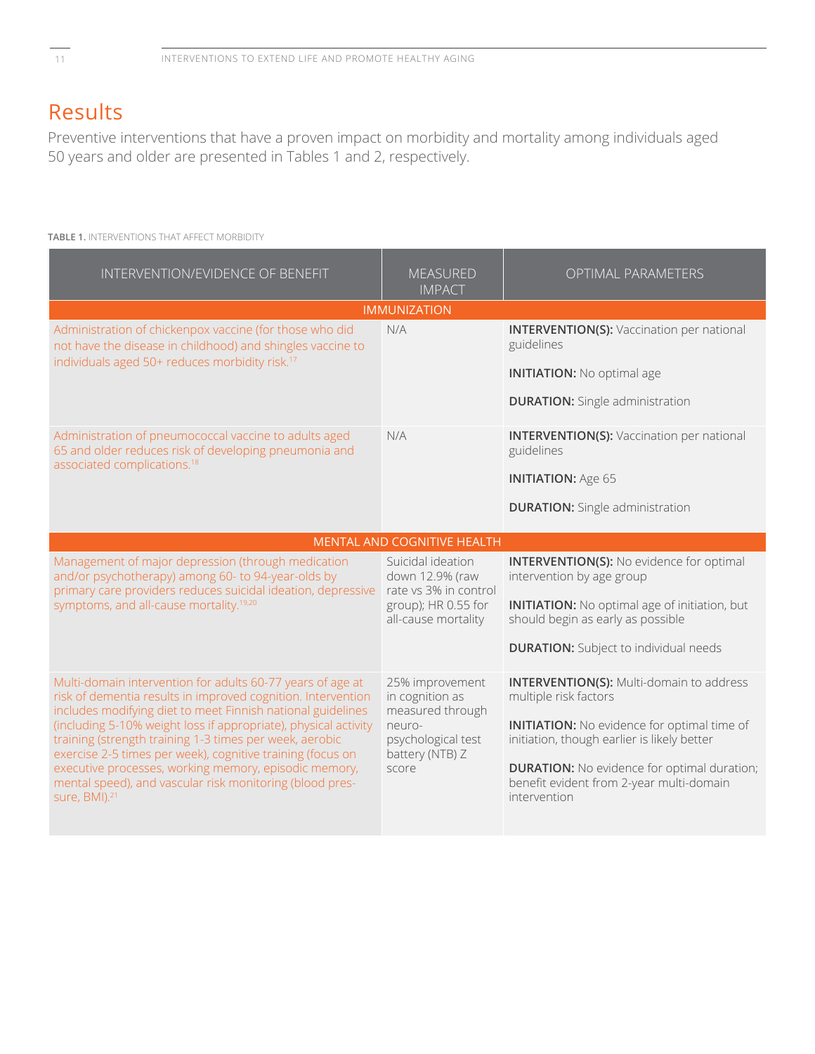# Results

Preventive interventions that have a proven impact on morbidity and mortality among individuals aged 50 years and older are presented in Tables 1 and 2, respectively.

**TABLE 1.** INTERVENTIONS THAT AFFECT MORBIDITY

| INTERVENTION/EVIDENCE OF BENEFIT | MEASURED IMPACT | OPTIMAL PARAMETERS |
|---|---|---|
| **IMMUNIZATION** | | |
| Administration of chickenpox vaccine (for those who did not have the disease in childhood) and shingles vaccine to individuals aged 50+ reduces morbidity risk.[17] | N/A | **INTERVENTION(S):** Vaccination per national guidelines<br><br>**INITIATION:** No optimal age<br><br>**DURATION:** Single administration |
| Administration of pneumococcal vaccine to adults aged 65 and older reduces risk of developing pneumonia and associated complications.[18] | N/A | **INTERVENTION(S):** Vaccination per national guidelines<br><br>**INITIATION:** Age 65<br><br>**DURATION:** Single administration |
| **MENTAL AND COGNITIVE HEALTH** | | |
| Management of major depression (through medication and/or psychotherapy) among 60- to 94-year-olds by primary care providers reduces suicidal ideation, depressive symptoms, and all-cause mortality.[19,20] | Suicidal ideation down 12.9% (raw rate vs 3% in control group); HR 0.55 for all-cause mortality | **INTERVENTION(S):** No evidence for optimal intervention by age group<br><br>**INITIATION:** No optimal age of initiation, but should begin as early as possible<br><br>**DURATION:** Subject to individual needs |
| Multi-domain intervention for adults 60-77 years of age at risk of dementia results in improved cognition. Intervention includes modifying diet to meet Finnish national guidelines (including 5-10% weight loss if appropriate), physical activity training (strength training 1-3 times per week, aerobic exercise 2-5 times per week), cognitive training (focus on executive processes, working memory, episodic memory, mental speed), and vascular risk monitoring (blood pressure, BMI).[21] | 25% improvement in cognition as measured through neuro-psychological test battery (NTB) Z score | **INTERVENTION(S):** Multi-domain to address multiple risk factors<br><br>**INITIATION:** No evidence for optimal time of initiation, though earlier is likely better<br><br>**DURATION:** No evidence for optimal duration; benefit evident from 2-year multi-domain intervention |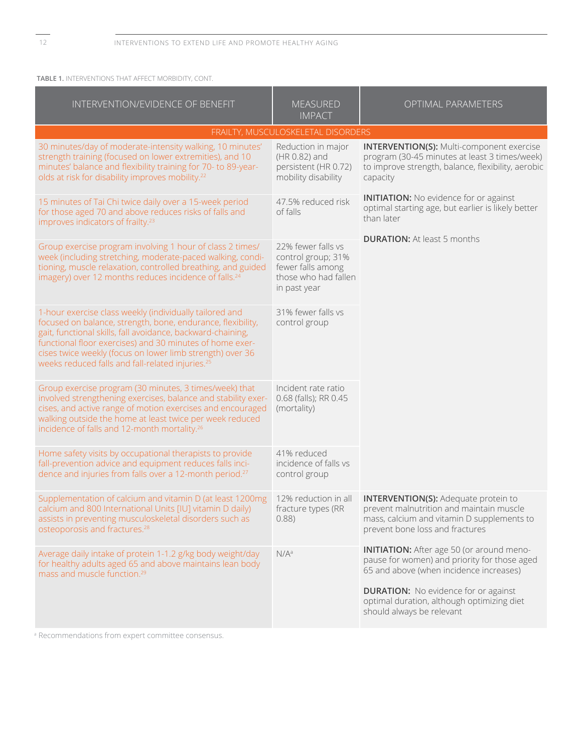**TABLE 1.** INTERVENTIONS THAT AFFECT MORBIDITY, CONT.

| INTERVENTION/EVIDENCE OF BENEFIT | MEASURED IMPACT | OPTIMAL PARAMETERS |
|---|---|---|
| FRAILTY, MUSCULOSKELETAL DISORDERS | | |
| 30 minutes/day of moderate-intensity walking, 10 minutes' strength training (focused on lower extremities), and 10 minutes' balance and flexibility training for 70- to 89-year-olds at risk for disability improves mobility.[22] | Reduction in major (HR 0.82) and persistent (HR 0.72) mobility disability | **INTERVENTION(S):** Multi-component exercise program (30-45 minutes at least 3 times/week) to improve strength, balance, flexibility, aerobic capacity<br><br>**INITIATION:** No evidence for or against optimal starting age, but earlier is likely better than later<br><br>**DURATION:** At least 5 months |
| 15 minutes of Tai Chi twice daily over a 15-week period for those aged 70 and above reduces risks of falls and improves indicators of frailty.[23] | 47.5% reduced risk of falls | |
| Group exercise program involving 1 hour of class 2 times/week (including stretching, moderate-paced walking, conditioning, muscle relaxation, controlled breathing, and guided imagery) over 12 months reduces incidence of falls.[24] | 22% fewer falls vs control group; 31% fewer falls among those who had fallen in past year | |
| 1-hour exercise class weekly (individually tailored and focused on balance, strength, bone, endurance, flexibility, gait, functional skills, fall avoidance, backward-chaining, functional floor exercises) and 30 minutes of home exercises twice weekly (focus on lower limb strength) over 36 weeks reduced falls and fall-related injuries.[25] | 31% fewer falls vs control group | |
| Group exercise program (30 minutes, 3 times/week) that involved strengthening exercises, balance and stability exercises, and active range of motion exercises and encouraged walking outside the home at least twice per week reduced incidence of falls and 12-month mortality.[26] | Incident rate ratio 0.68 (falls); RR 0.45 (mortality) | |
| Home safety visits by occupational therapists to provide fall-prevention advice and equipment reduces falls incidence and injuries from falls over a 12-month period.[27] | 41% reduced incidence of falls vs control group | |
| Supplementation of calcium and vitamin D (at least 1200mg calcium and 800 International Units [IU] vitamin D daily) assists in preventing musculoskeletal disorders such as osteoporosis and fractures.[28] | 12% reduction in all fracture types (RR 0.88) | **INTERVENTION(S):** Adequate protein to prevent malnutrition and maintain muscle mass, calcium and vitamin D supplements to prevent bone loss and fractures<br><br>**INITIATION:** After age 50 (or around menopause for women) and priority for those aged 65 and above (when incidence increases)<br><br>**DURATION:** No evidence for or against optimal duration, although optimizing diet should always be relevant |
| Average daily intake of protein 1-1.2 g/kg body weight/day for healthy adults aged 65 and above maintains lean body mass and muscle function.[29] | N/A[a] | |

[a] Recommendations from expert committee consensus.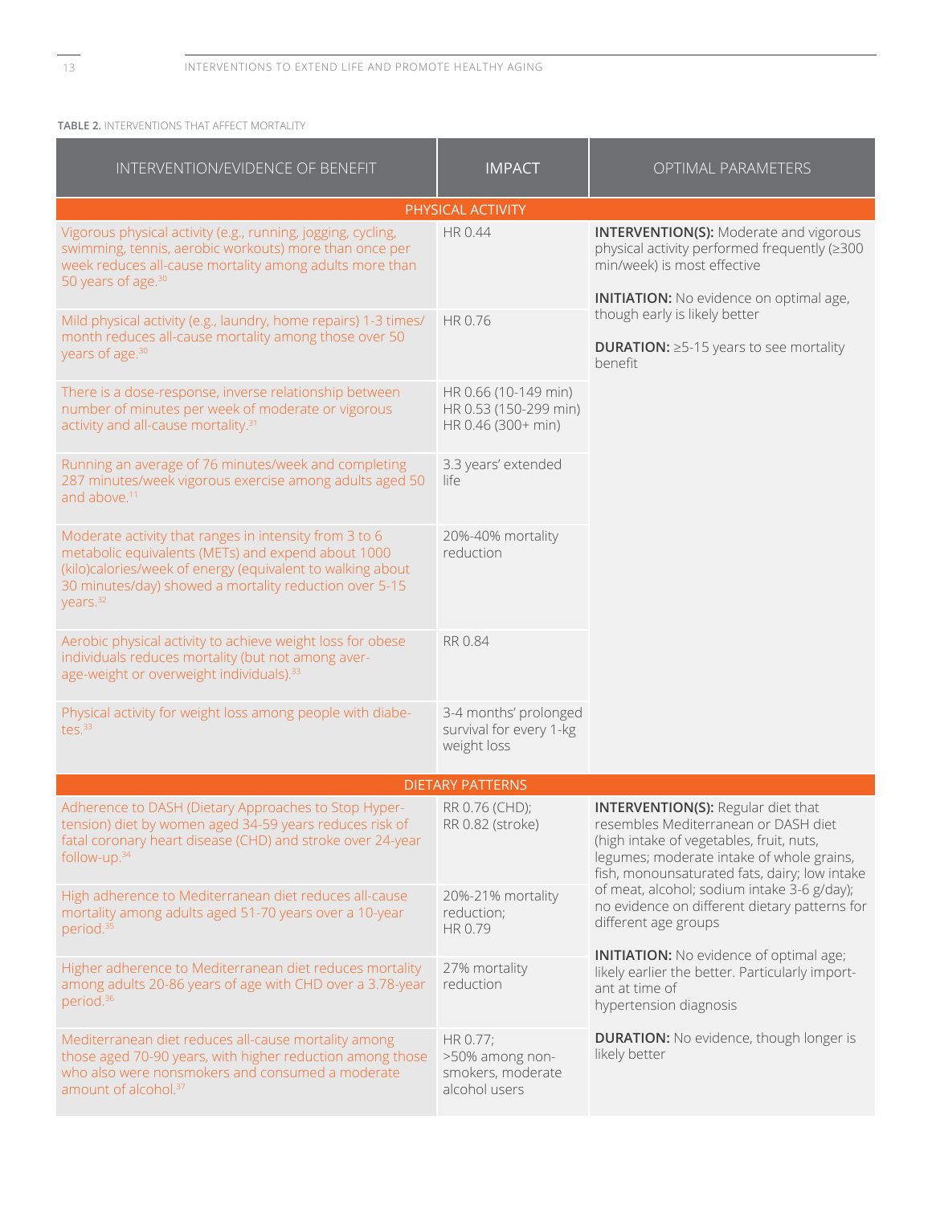**TABLE 2.** INTERVENTIONS THAT AFFECT MORTALITY

| INTERVENTION/EVIDENCE OF BENEFIT | IMPACT | OPTIMAL PARAMETERS |
|---|---|---|
| **PHYSICAL ACTIVITY** | | |
| Vigorous physical activity (e.g., running, jogging, cycling, swimming, tennis, aerobic workouts) more than once per week reduces all-cause mortality among adults more than 50 years of age.[30] | HR 0.44 | **INTERVENTION(S):** Moderate and vigorous physical activity performed frequently (≥300 min/week) is most effective<br><br>**INITIATION:** No evidence on optimal age, though early is likely better<br><br>**DURATION:** ≥5-15 years to see mortality benefit |
| Mild physical activity (e.g., laundry, home repairs) 1-3 times/month reduces all-cause mortality among those over 50 years of age.[30] | HR 0.76 | |
| There is a dose-response, inverse relationship between number of minutes per week of moderate or vigorous activity and all-cause mortality.[31] | HR 0.66 (10-149 min)<br>HR 0.53 (150-299 min)<br>HR 0.46 (300+ min) | |
| Running an average of 76 minutes/week and completing 287 minutes/week vigorous exercise among adults aged 50 and above.[11] | 3.3 years' extended life | |
| Moderate activity that ranges in intensity from 3 to 6 metabolic equivalents (METs) and expend about 1000 (kilo)calories/week of energy (equivalent to walking about 30 minutes/day) showed a mortality reduction over 5-15 years.[32] | 20%-40% mortality reduction | |
| Aerobic physical activity to achieve weight loss for obese individuals reduces mortality (but not among average-weight or overweight individuals).[33] | RR 0.84 | |
| Physical activity for weight loss among people with diabetes.[33] | 3-4 months' prolonged survival for every 1-kg weight loss | |
| **DIETARY PATTERNS** | | |
| Adherence to DASH (Dietary Approaches to Stop Hypertension) diet by women aged 34-59 years reduces risk of fatal coronary heart disease (CHD) and stroke over 24-year follow-up.[34] | RR 0.76 (CHD);<br>RR 0.82 (stroke) | **INTERVENTION(S):** Regular diet that resembles Mediterranean or DASH diet (high intake of vegetables, fruit, nuts, legumes; moderate intake of whole grains, fish, monounsaturated fats, dairy; low intake of meat, alcohol; sodium intake 3-6 g/day); no evidence on different dietary patterns for different age groups<br><br>**INITIATION:** No evidence of optimal age; likely earlier the better. Particularly important at time of hypertension diagnosis<br><br>**DURATION:** No evidence, though longer is likely better |
| High adherence to Mediterranean diet reduces all-cause mortality among adults aged 51-70 years over a 10-year period.[35] | 20%-21% mortality reduction;<br>HR 0.79 | |
| Higher adherence to Mediterranean diet reduces mortality among adults 20-86 years of age with CHD over a 3.78-year period.[36] | 27% mortality reduction | |
| Mediterranean diet reduces all-cause mortality among those aged 70-90 years, with higher reduction among those who also were nonsmokers and consumed a moderate amount of alcohol.[37] | HR 0.77;<br>>50% among non-smokers, moderate alcohol users | |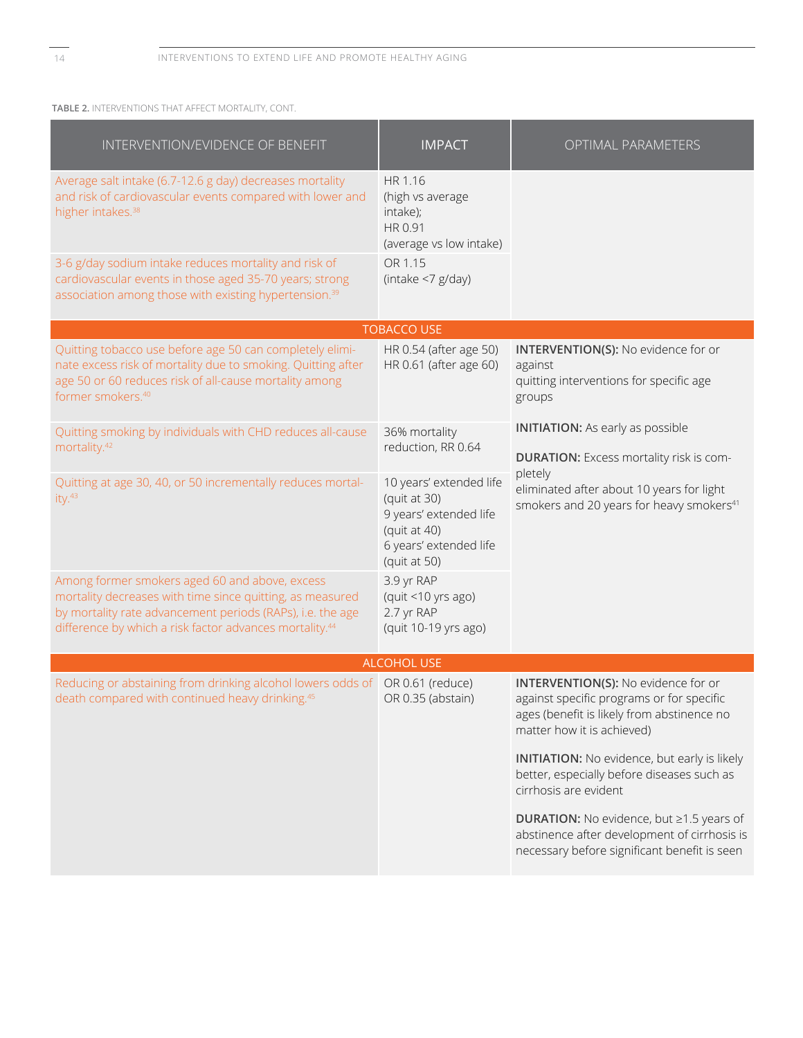**TABLE 2.** INTERVENTIONS THAT AFFECT MORTALITY, CONT.

| INTERVENTION/EVIDENCE OF BENEFIT | IMPACT | OPTIMAL PARAMETERS |
|---|---|---|
| Average salt intake (6.7-12.6 g day) decreases mortality and risk of cardiovascular events compared with lower and higher intakes.[38] | HR 1.16 (high vs average intake); HR 0.91 (average vs low intake) | |
| 3-6 g/day sodium intake reduces mortality and risk of cardiovascular events in those aged 35-70 years; strong association among those with existing hypertension.[39] | OR 1.15 (intake <7 g/day) | |
| **TOBACCO USE** | | |
| Quitting tobacco use before age 50 can completely eliminate excess risk of mortality due to smoking. Quitting after age 50 or 60 reduces risk of all-cause mortality among former smokers.[40] | HR 0.54 (after age 50) HR 0.61 (after age 60) | **INTERVENTION(S):** No evidence for or against quitting interventions for specific age groups<br><br>**INITIATION:** As early as possible<br><br>**DURATION:** Excess mortality risk is completely eliminated after about 10 years for light smokers and 20 years for heavy smokers[41] |
| Quitting smoking by individuals with CHD reduces all-cause mortality.[42] | 36% mortality reduction, RR 0.64 | |
| Quitting at age 30, 40, or 50 incrementally reduces mortality.[43] | 10 years' extended life (quit at 30) 9 years' extended life (quit at 40) 6 years' extended life (quit at 50) | |
| Among former smokers aged 60 and above, excess mortality decreases with time since quitting, as measured by mortality rate advancement periods (RAPs), i.e. the age difference by which a risk factor advances mortality.[44] | 3.9 yr RAP (quit <10 yrs ago) 2.7 yr RAP (quit 10-19 yrs ago) | |
| **ALCOHOL USE** | | |
| Reducing or abstaining from drinking alcohol lowers odds of death compared with continued heavy drinking.[45] | OR 0.61 (reduce) OR 0.35 (abstain) | **INTERVENTION(S):** No evidence for or against specific programs or for specific ages (benefit is likely from abstinence no matter how it is achieved)<br><br>**INITIATION:** No evidence, but early is likely better, especially before diseases such as cirrhosis are evident<br><br>**DURATION:** No evidence, but ≥1.5 years of abstinence after development of cirrhosis is necessary before significant benefit is seen |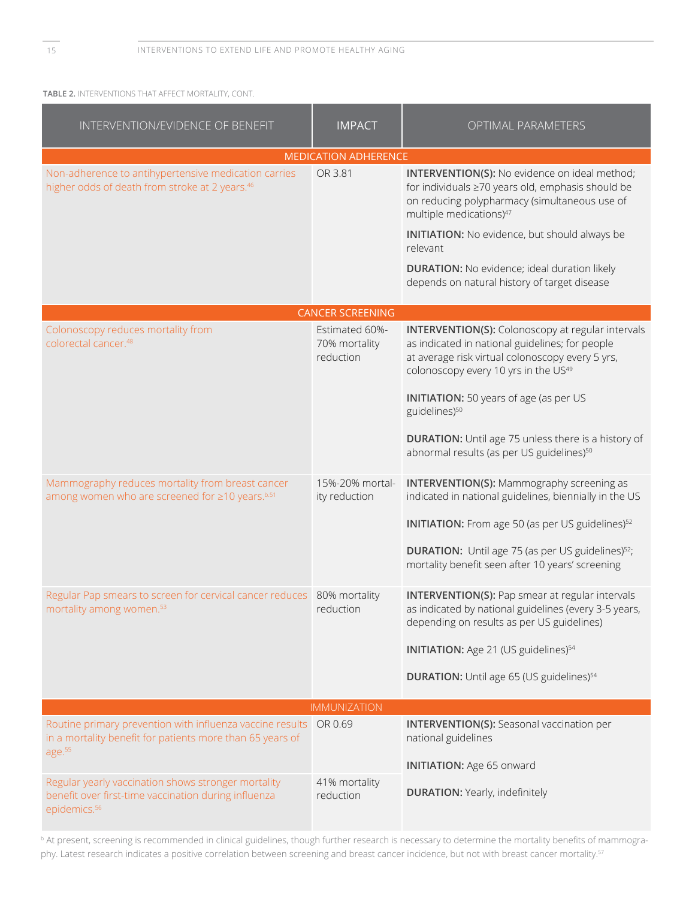**TABLE 2.** INTERVENTIONS THAT AFFECT MORTALITY, CONT.

| INTERVENTION/EVIDENCE OF BENEFIT | IMPACT | OPTIMAL PARAMETERS |
|---|---|---|
| **MEDICATION ADHERENCE** | | |
| Non-adherence to antihypertensive medication carries higher odds of death from stroke at 2 years.[46] | OR 3.81 | **INTERVENTION(S):** No evidence on ideal method; for individuals ≥70 years old, emphasis should be on reducing polypharmacy (simultaneous use of multiple medications)[47] <br> **INITIATION:** No evidence, but should always be relevant <br> **DURATION:** No evidence; ideal duration likely depends on natural history of target disease |
| **CANCER SCREENING** | | |
| Colonoscopy reduces mortality from colorectal cancer.[48] | Estimated 60%-70% mortality reduction | **INTERVENTION(S):** Colonoscopy at regular intervals as indicated in national guidelines; for people at average risk virtual colonoscopy every 5 yrs, colonoscopy every 10 yrs in the US[49] <br> **INITIATION:** 50 years of age (as per US guidelines)[50] <br> **DURATION:** Until age 75 unless there is a history of abnormal results (as per US guidelines)[50] |
| Mammography reduces mortality from breast cancer among women who are screened for ≥10 years.[b,51] | 15%-20% mortality reduction | **INTERVENTION(S):** Mammography screening as indicated in national guidelines, biennially in the US <br> **INITIATION:** From age 50 (as per US guidelines)[52] <br> **DURATION:** Until age 75 (as per US guidelines)[52]; mortality benefit seen after 10 years' screening |
| Regular Pap smears to screen for cervical cancer reduces mortality among women.[53] | 80% mortality reduction | **INTERVENTION(S):** Pap smear at regular intervals as indicated by national guidelines (every 3-5 years, depending on results as per US guidelines) <br> **INITIATION:** Age 21 (US guidelines)[54] <br> **DURATION:** Until age 65 (US guidelines)[54] |
| **IMMUNIZATION** | | |
| Routine primary prevention with influenza vaccine results in a mortality benefit for patients more than 65 years of age.[55] | OR 0.69 | **INTERVENTION(S):** Seasonal vaccination per national guidelines <br> **INITIATION:** Age 65 onward <br> **DURATION:** Yearly, indefinitely |
| Regular yearly vaccination shows stronger mortality benefit over first-time vaccination during influenza epidemics.[56] | 41% mortality reduction | |

[b] At present, screening is recommended in clinical guidelines, though further research is necessary to determine the mortality benefits of mammography. Latest research indicates a positive correlation between screening and breast cancer incidence, but not with breast cancer mortality.[57]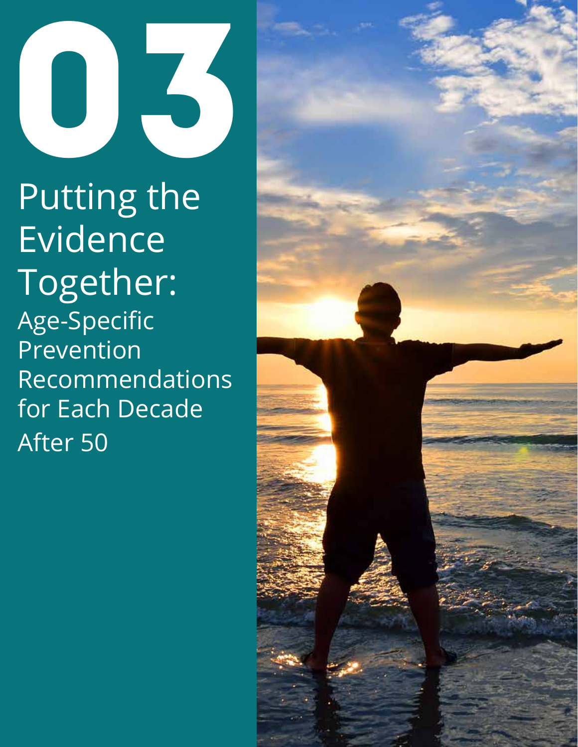# 03

# Putting the Evidence Together:

## Age-Specific Prevention Recommendations for Each Decade After 50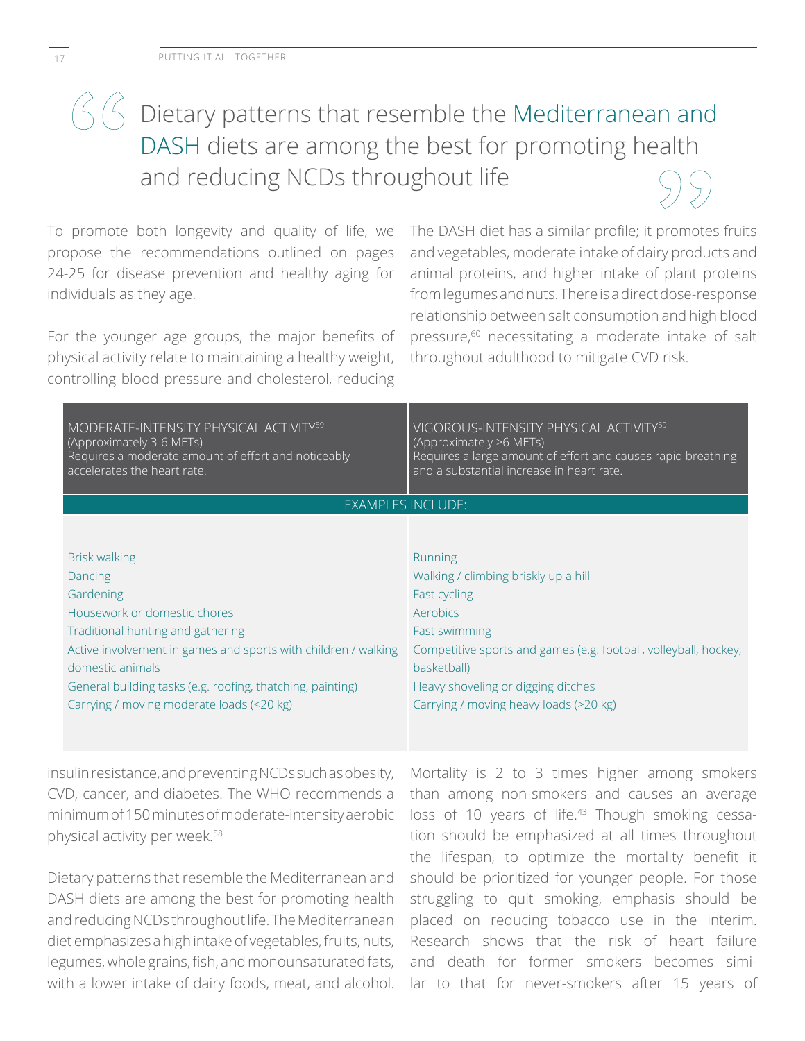> Dietary patterns that resemble the Mediterranean and DASH diets are among the best for promoting health and reducing NCDs throughout life

To promote both longevity and quality of life, we propose the recommendations outlined on pages 24-25 for disease prevention and healthy aging for individuals as they age.

For the younger age groups, the major benefits of physical activity relate to maintaining a healthy weight, controlling blood pressure and cholesterol, reducing insulin resistance, and preventing NCDs such as obesity, CVD, cancer, and diabetes. The WHO recommends a minimum of 150 minutes of moderate-intensity aerobic physical activity per week.[58]

Dietary patterns that resemble the Mediterranean and DASH diets are among the best for promoting health and reducing NCDs throughout life. The Mediterranean diet emphasizes a high intake of vegetables, fruits, nuts, legumes, whole grains, fish, and monounsaturated fats, with a lower intake of dairy foods, meat, and alcohol. The DASH diet has a similar profile; it promotes fruits and vegetables, moderate intake of dairy products and animal proteins, and higher intake of plant proteins from legumes and nuts. There is a direct dose-response relationship between salt consumption and high blood pressure,[60] necessitating a moderate intake of salt throughout adulthood to mitigate CVD risk.

| MODERATE-INTENSITY PHYSICAL ACTIVITY[59] (Approximately 3-6 METs) Requires a moderate amount of effort and noticeably accelerates the heart rate. | VIGOROUS-INTENSITY PHYSICAL ACTIVITY[59] (Approximately >6 METs) Requires a large amount of effort and causes rapid breathing and a substantial increase in heart rate. |
|---|---|
| EXAMPLES INCLUDE: | |
| Brisk walking | Running |
| Dancing | Walking / climbing briskly up a hill |
| Gardening | Fast cycling |
| Housework or domestic chores | Aerobics |
| Traditional hunting and gathering | Fast swimming |
| Active involvement in games and sports with children / walking domestic animals | Competitive sports and games (e.g. football, volleyball, hockey, basketball) |
| General building tasks (e.g. roofing, thatching, painting) | Heavy shoveling or digging ditches |
| Carrying / moving moderate loads (<20 kg) | Carrying / moving heavy loads (>20 kg) |

Mortality is 2 to 3 times higher among smokers than among non-smokers and causes an average loss of 10 years of life.[43] Though smoking cessation should be emphasized at all times throughout the lifespan, to optimize the mortality benefit it should be prioritized for younger people. For those struggling to quit smoking, emphasis should be placed on reducing tobacco use in the interim. Research shows that the risk of heart failure and death for former smokers becomes similar to that for never-smokers after 15 years of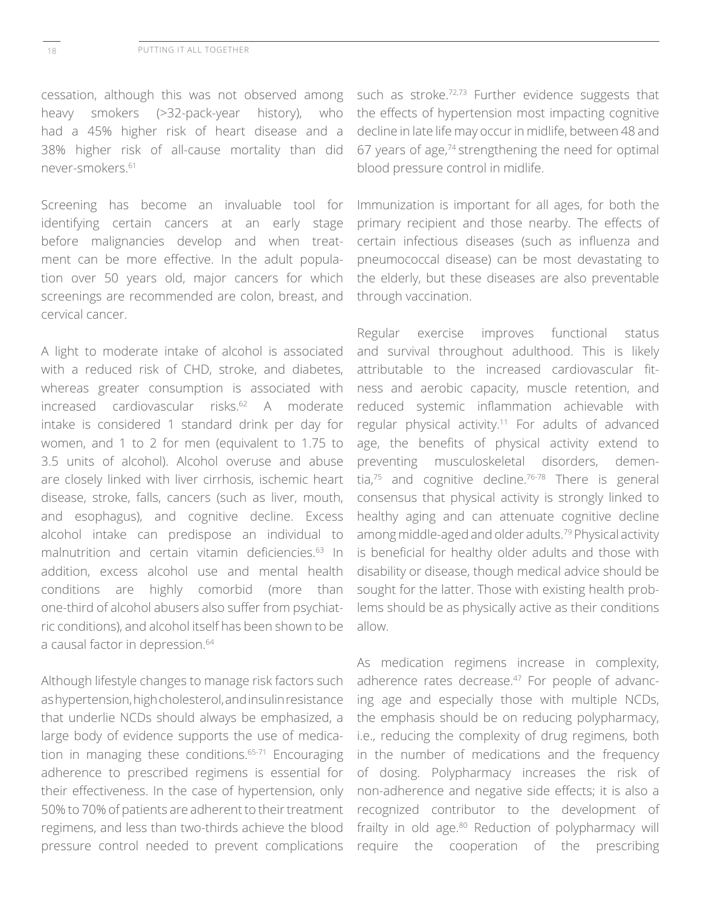cessation, although this was not observed among heavy smokers (>32-pack-year history), who had a 45% higher risk of heart disease and a 38% higher risk of all-cause mortality than did never-smokers.[61]

Screening has become an invaluable tool for identifying certain cancers at an early stage before malignancies develop and when treatment can be more effective. In the adult population over 50 years old, major cancers for which screenings are recommended are colon, breast, and cervical cancer.

A light to moderate intake of alcohol is associated with a reduced risk of CHD, stroke, and diabetes, whereas greater consumption is associated with increased cardiovascular risks.[62] A moderate intake is considered 1 standard drink per day for women, and 1 to 2 for men (equivalent to 1.75 to 3.5 units of alcohol). Alcohol overuse and abuse are closely linked with liver cirrhosis, ischemic heart disease, stroke, falls, cancers (such as liver, mouth, and esophagus), and cognitive decline. Excess alcohol intake can predispose an individual to malnutrition and certain vitamin deficiencies.[63] In addition, excess alcohol use and mental health conditions are highly comorbid (more than one-third of alcohol abusers also suffer from psychiatric conditions), and alcohol itself has been shown to be a causal factor in depression.[64]

Although lifestyle changes to manage risk factors such as hypertension, high cholesterol, and insulin resistance that underlie NCDs should always be emphasized, a large body of evidence supports the use of medication in managing these conditions.[65-71] Encouraging adherence to prescribed regimens is essential for their effectiveness. In the case of hypertension, only 50% to 70% of patients are adherent to their treatment regimens, and less than two-thirds achieve the blood pressure control needed to prevent complications such as stroke.[72,73] Further evidence suggests that the effects of hypertension most impacting cognitive decline in late life may occur in midlife, between 48 and 67 years of age,[74] strengthening the need for optimal blood pressure control in midlife.

Immunization is important for all ages, for both the primary recipient and those nearby. The effects of certain infectious diseases (such as influenza and pneumococcal disease) can be most devastating to the elderly, but these diseases are also preventable through vaccination.

Regular exercise improves functional status and survival throughout adulthood. This is likely attributable to the increased cardiovascular fitness and aerobic capacity, muscle retention, and reduced systemic inflammation achievable with regular physical activity.[11] For adults of advanced age, the benefits of physical activity extend to preventing musculoskeletal disorders, dementia,[75] and cognitive decline.[76-78] There is general consensus that physical activity is strongly linked to healthy aging and can attenuate cognitive decline among middle-aged and older adults.[79] Physical activity is beneficial for healthy older adults and those with disability or disease, though medical advice should be sought for the latter. Those with existing health problems should be as physically active as their conditions allow.

As medication regimens increase in complexity, adherence rates decrease.[47] For people of advancing age and especially those with multiple NCDs, the emphasis should be on reducing polypharmacy, i.e., reducing the complexity of drug regimens, both in the number of medications and the frequency of dosing. Polypharmacy increases the risk of non-adherence and negative side effects; it is also a recognized contributor to the development of frailty in old age.[80] Reduction of polypharmacy will require the cooperation of the prescribing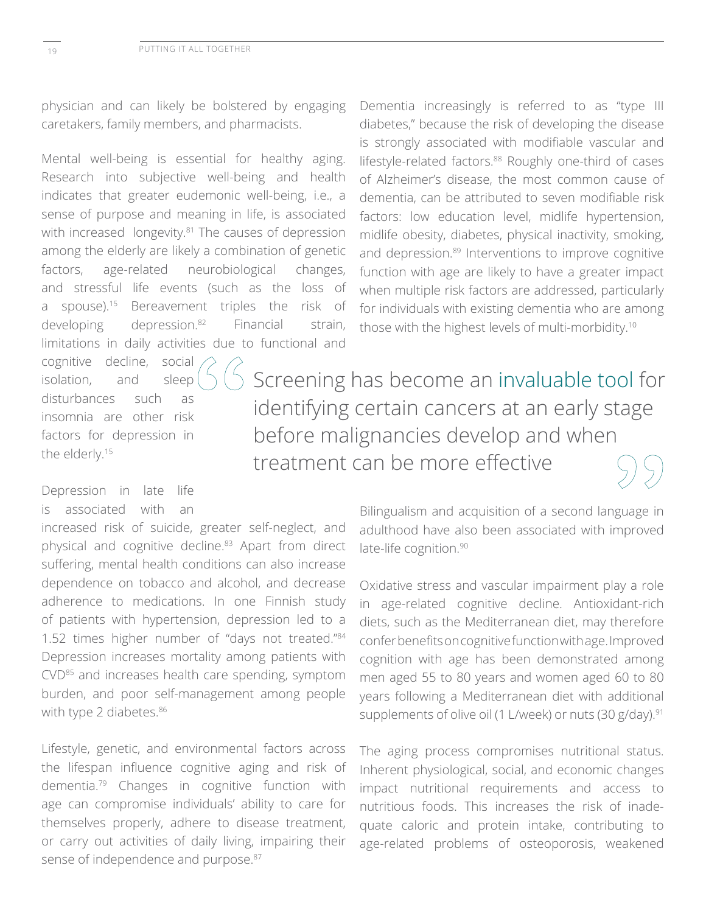physician and can likely be bolstered by engaging caretakers, family members, and pharmacists.

Mental well-being is essential for healthy aging. Research into subjective well-being and health indicates that greater eudemonic well-being, i.e., a sense of purpose and meaning in life, is associated with increased longevity.[81] The causes of depression among the elderly are likely a combination of genetic factors, age-related neurobiological changes, and stressful life events (such as the loss of a spouse).[15] Bereavement triples the risk of developing depression.[82] Financial strain, limitations in daily activities due to functional and cognitive decline, social isolation, and sleep disturbances such as insomnia are other risk factors for depression in the elderly.[15]

Depression in late life is associated with an increased risk of suicide, greater self-neglect, and physical and cognitive decline.[83] Apart from direct suffering, mental health conditions can also increase dependence on tobacco and alcohol, and decrease adherence to medications. In one Finnish study of patients with hypertension, depression led to a 1.52 times higher number of "days not treated."[84] Depression increases mortality among patients with CVD[85] and increases health care spending, symptom burden, and poor self-management among people with type 2 diabetes.[86]

Lifestyle, genetic, and environmental factors across the lifespan influence cognitive aging and risk of dementia.[79] Changes in cognitive function with age can compromise individuals' ability to care for themselves properly, adhere to disease treatment, or carry out activities of daily living, impairing their sense of independence and purpose.[87]

Dementia increasingly is referred to as "type III diabetes," because the risk of developing the disease is strongly associated with modifiable vascular and lifestyle-related factors.[88] Roughly one-third of cases of Alzheimer's disease, the most common cause of dementia, can be attributed to seven modifiable risk factors: low education level, midlife hypertension, midlife obesity, diabetes, physical inactivity, smoking, and depression.[89] Interventions to improve cognitive function with age are likely to have a greater impact when multiple risk factors are addressed, particularly for individuals with existing dementia who are among those with the highest levels of multi-morbidity.[10]

> "Screening has become an invaluable tool for identifying certain cancers at an early stage before malignancies develop and when treatment can be more effective"

Bilingualism and acquisition of a second language in adulthood have also been associated with improved late-life cognition.[90]

Oxidative stress and vascular impairment play a role in age-related cognitive decline. Antioxidant-rich diets, such as the Mediterranean diet, may therefore confer benefits on cognitive function with age. Improved cognition with age has been demonstrated among men aged 55 to 80 years and women aged 60 to 80 years following a Mediterranean diet with additional supplements of olive oil (1 L/week) or nuts (30 g/day).[91]

The aging process compromises nutritional status. Inherent physiological, social, and economic changes impact nutritional requirements and access to nutritious foods. This increases the risk of inadequate caloric and protein intake, contributing to age-related problems of osteoporosis, weakened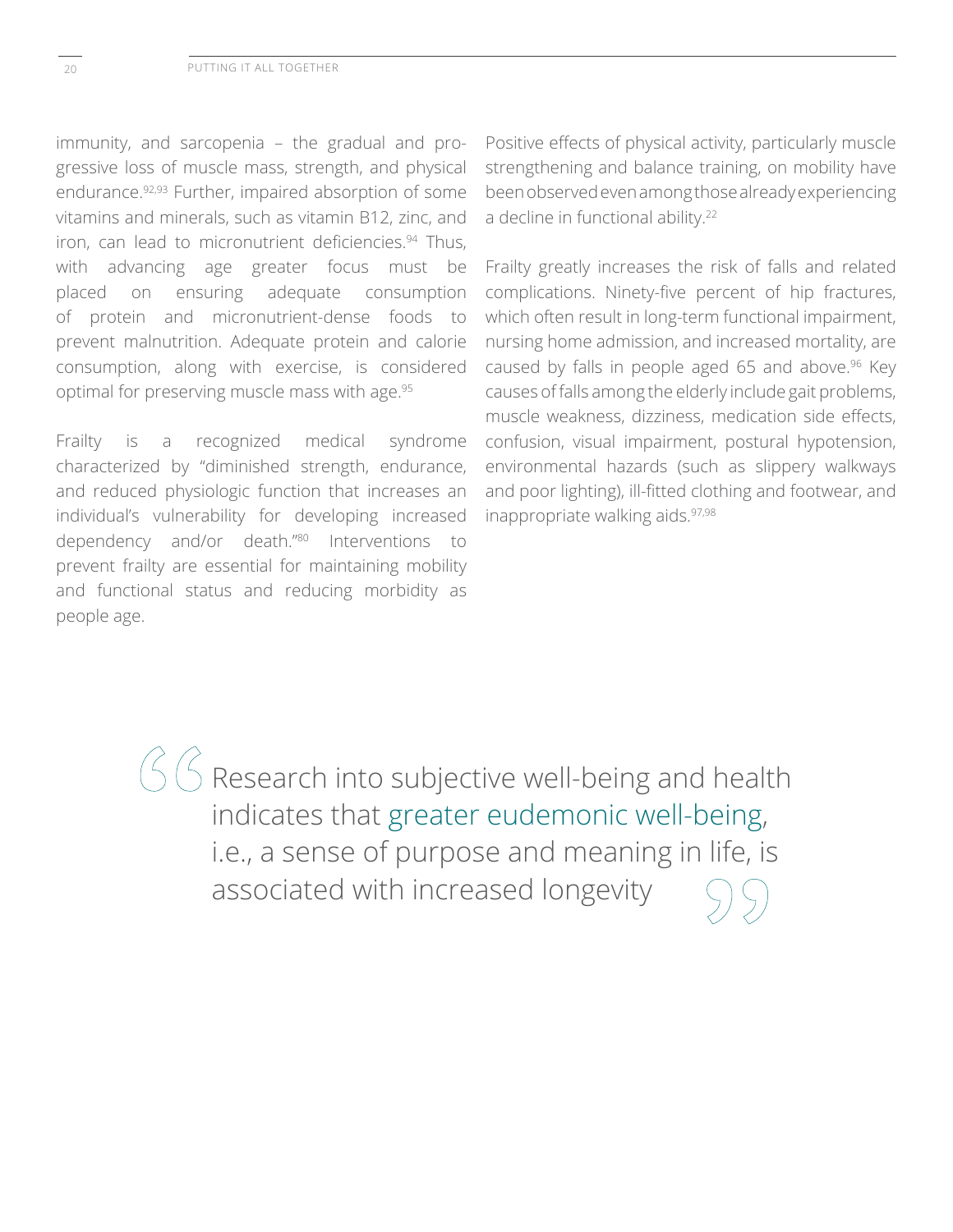immunity, and sarcopenia – the gradual and progressive loss of muscle mass, strength, and physical endurance.[92,93] Further, impaired absorption of some vitamins and minerals, such as vitamin B12, zinc, and iron, can lead to micronutrient deficiencies.[94] Thus, with advancing age greater focus must be placed on ensuring adequate consumption of protein and micronutrient-dense foods to prevent malnutrition. Adequate protein and calorie consumption, along with exercise, is considered optimal for preserving muscle mass with age.[95]

Frailty is a recognized medical syndrome characterized by "diminished strength, endurance, and reduced physiologic function that increases an individual's vulnerability for developing increased dependency and/or death."[80] Interventions to prevent frailty are essential for maintaining mobility and functional status and reducing morbidity as people age.

Positive effects of physical activity, particularly muscle strengthening and balance training, on mobility have been observed even among those already experiencing a decline in functional ability.[22]

Frailty greatly increases the risk of falls and related complications. Ninety-five percent of hip fractures, which often result in long-term functional impairment, nursing home admission, and increased mortality, are caused by falls in people aged 65 and above.[96] Key causes of falls among the elderly include gait problems, muscle weakness, dizziness, medication side effects, confusion, visual impairment, postural hypotension, environmental hazards (such as slippery walkways and poor lighting), ill-fitted clothing and footwear, and inappropriate walking aids.[97,98]

> "Research into subjective well-being and health indicates that greater eudemonic well-being, i.e., a sense of purpose and meaning in life, is associated with increased longevity"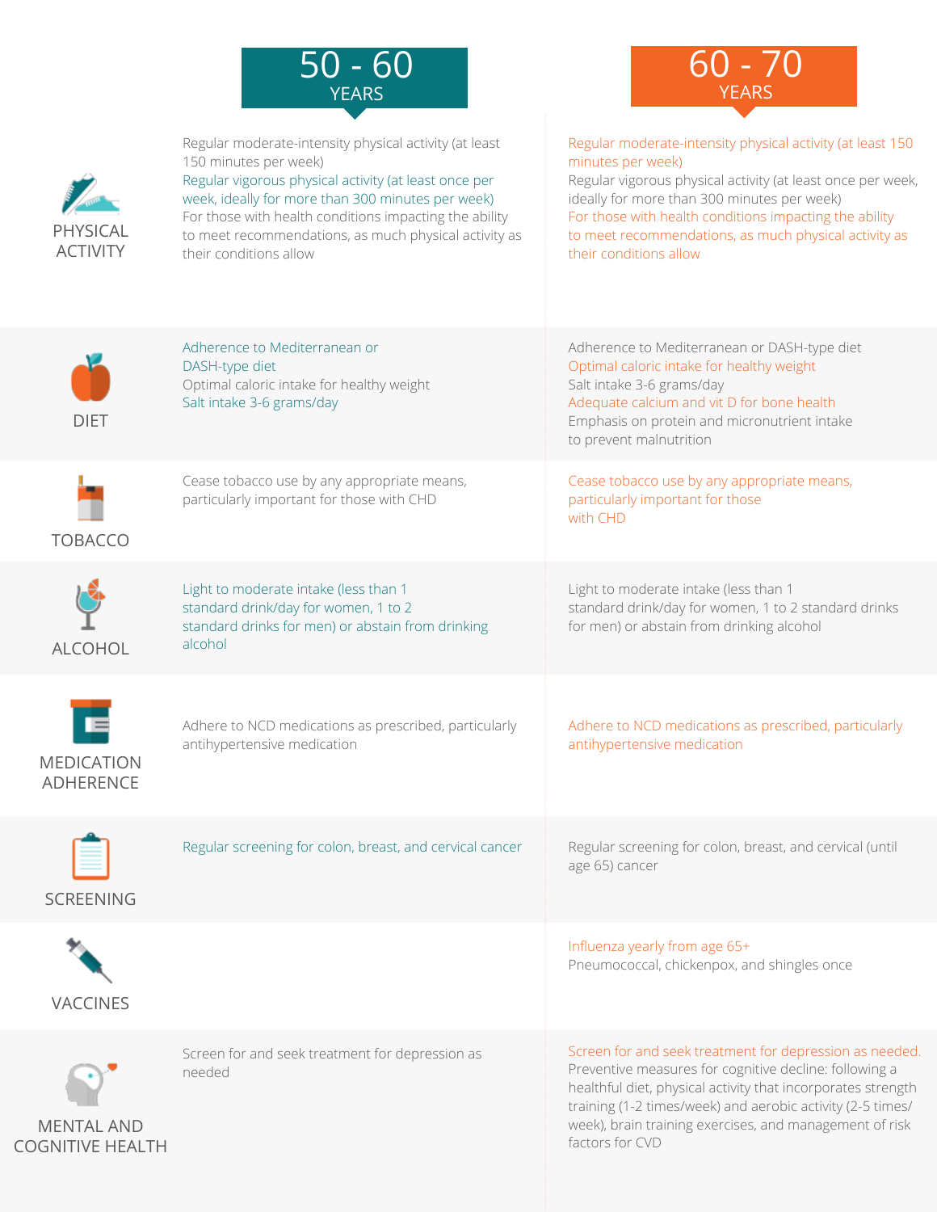| | 50 - 60 YEARS | 60 - 70 YEARS |
|---|---|---|
| PHYSICAL ACTIVITY | Regular moderate-intensity physical activity (at least 150 minutes per week)<br>Regular vigorous physical activity (at least once per week, ideally for more than 300 minutes per week)<br>For those with health conditions impacting the ability to meet recommendations, as much physical activity as their conditions allow | Regular moderate-intensity physical activity (at least 150 minutes per week)<br>Regular vigorous physical activity (at least once per week, ideally for more than 300 minutes per week)<br>For those with health conditions impacting the ability to meet recommendations, as much physical activity as their conditions allow |
| DIET | Adherence to Mediterranean or DASH-type diet<br>Optimal caloric intake for healthy weight<br>Salt intake 3-6 grams/day | Adherence to Mediterranean or DASH-type diet<br>Optimal caloric intake for healthy weight<br>Salt intake 3-6 grams/day<br>Adequate calcium and vit D for bone health<br>Emphasis on protein and micronutrient intake to prevent malnutrition |
| TOBACCO | Cease tobacco use by any appropriate means, particularly important for those with CHD | Cease tobacco use by any appropriate means, particularly important for those with CHD |
| ALCOHOL | Light to moderate intake (less than 1 standard drink/day for women, 1 to 2 standard drinks for men) or abstain from drinking alcohol | Light to moderate intake (less than 1 standard drink/day for women, 1 to 2 standard drinks for men) or abstain from drinking alcohol |
| MEDICATION ADHERENCE | Adhere to NCD medications as prescribed, particularly antihypertensive medication | Adhere to NCD medications as prescribed, particularly antihypertensive medication |
| SCREENING | Regular screening for colon, breast, and cervical cancer | Regular screening for colon, breast, and cervical (until age 65) cancer |
| VACCINES | | Influenza yearly from age 65+<br>Pneumococcal, chickenpox, and shingles once |
| MENTAL AND COGNITIVE HEALTH | Screen for and seek treatment for depression as needed | Screen for and seek treatment for depression as needed.<br>Preventive measures for cognitive decline: following a healthful diet, physical activity that incorporates strength training (1-2 times/week) and aerobic activity (2-5 times/week), brain training exercises, and management of risk factors for CVD |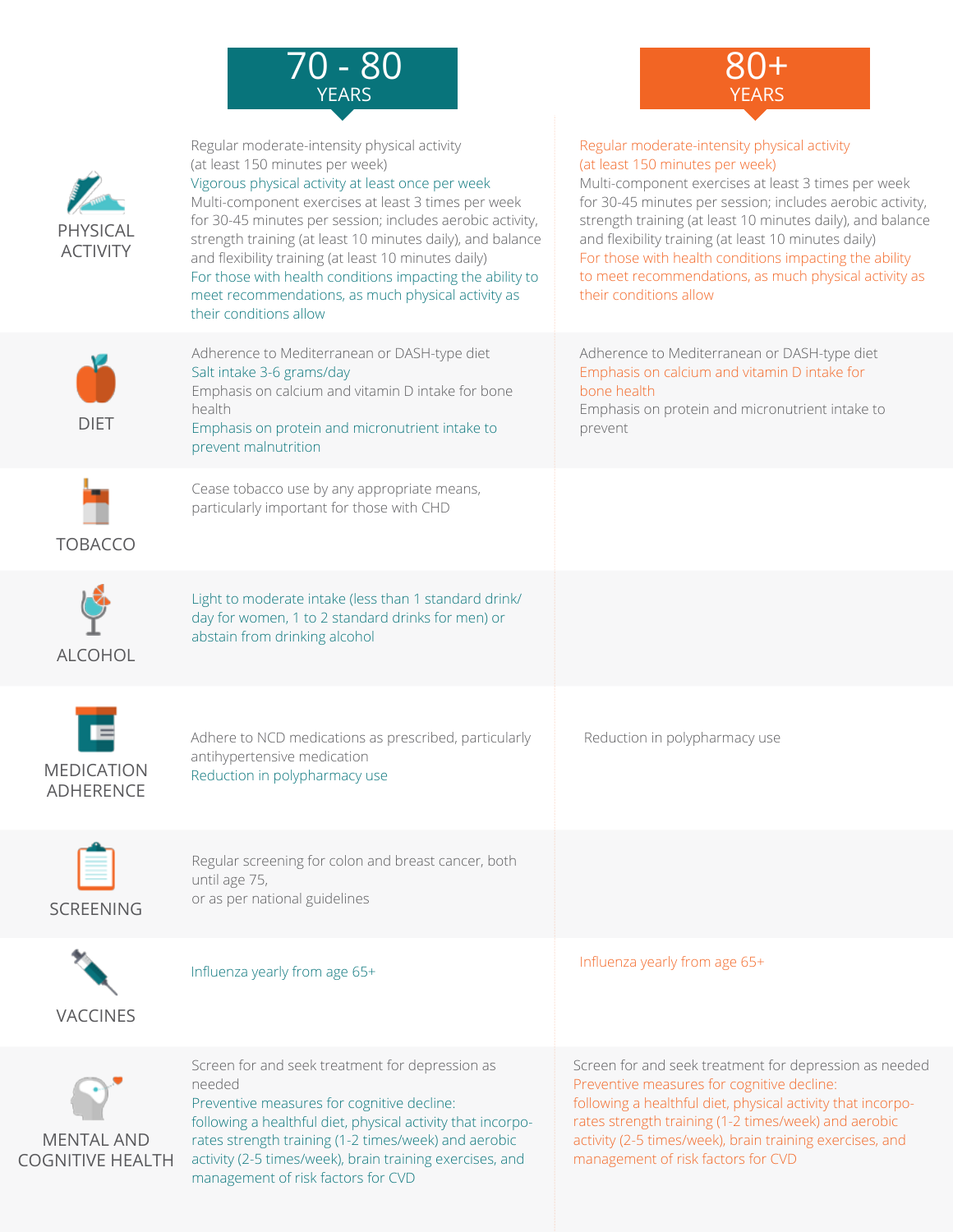| | 70 - 80 YEARS | 80+ YEARS |
|---|---|---|
| PHYSICAL ACTIVITY | Regular moderate-intensity physical activity (at least 150 minutes per week)<br>Vigorous physical activity at least once per week<br>Multi-component exercises at least 3 times per week for 30-45 minutes per session; includes aerobic activity, strength training (at least 10 minutes daily), and balance and flexibility training (at least 10 minutes daily)<br>For those with health conditions impacting the ability to meet recommendations, as much physical activity as their conditions allow | Regular moderate-intensity physical activity (at least 150 minutes per week)<br>Multi-component exercises at least 3 times per week for 30-45 minutes per session; includes aerobic activity, strength training (at least 10 minutes daily), and balance and flexibility training (at least 10 minutes daily)<br>For those with health conditions impacting the ability to meet recommendations, as much physical activity as their conditions allow |
| DIET | Adherence to Mediterranean or DASH-type diet<br>Salt intake 3-6 grams/day<br>Emphasis on calcium and vitamin D intake for bone health<br>Emphasis on protein and micronutrient intake to prevent malnutrition | Adherence to Mediterranean or DASH-type diet<br>Emphasis on calcium and vitamin D intake for bone health<br>Emphasis on protein and micronutrient intake to prevent |
| TOBACCO | Cease tobacco use by any appropriate means, particularly important for those with CHD | |
| ALCOHOL | Light to moderate intake (less than 1 standard drink/day for women, 1 to 2 standard drinks for men) or abstain from drinking alcohol | |
| MEDICATION ADHERENCE | Adhere to NCD medications as prescribed, particularly antihypertensive medication<br>Reduction in polypharmacy use | Reduction in polypharmacy use |
| SCREENING | Regular screening for colon and breast cancer, both until age 75,<br>or as per national guidelines | |
| VACCINES | Influenza yearly from age 65+ | Influenza yearly from age 65+ |
| MENTAL AND COGNITIVE HEALTH | Screen for and seek treatment for depression as needed<br>Preventive measures for cognitive decline: following a healthful diet, physical activity that incorporates strength training (1-2 times/week) and aerobic activity (2-5 times/week), brain training exercises, and management of risk factors for CVD | Screen for and seek treatment for depression as needed<br>Preventive measures for cognitive decline: following a healthful diet, physical activity that incorporates strength training (1-2 times/week) and aerobic activity (2-5 times/week), brain training exercises, and management of risk factors for CVD |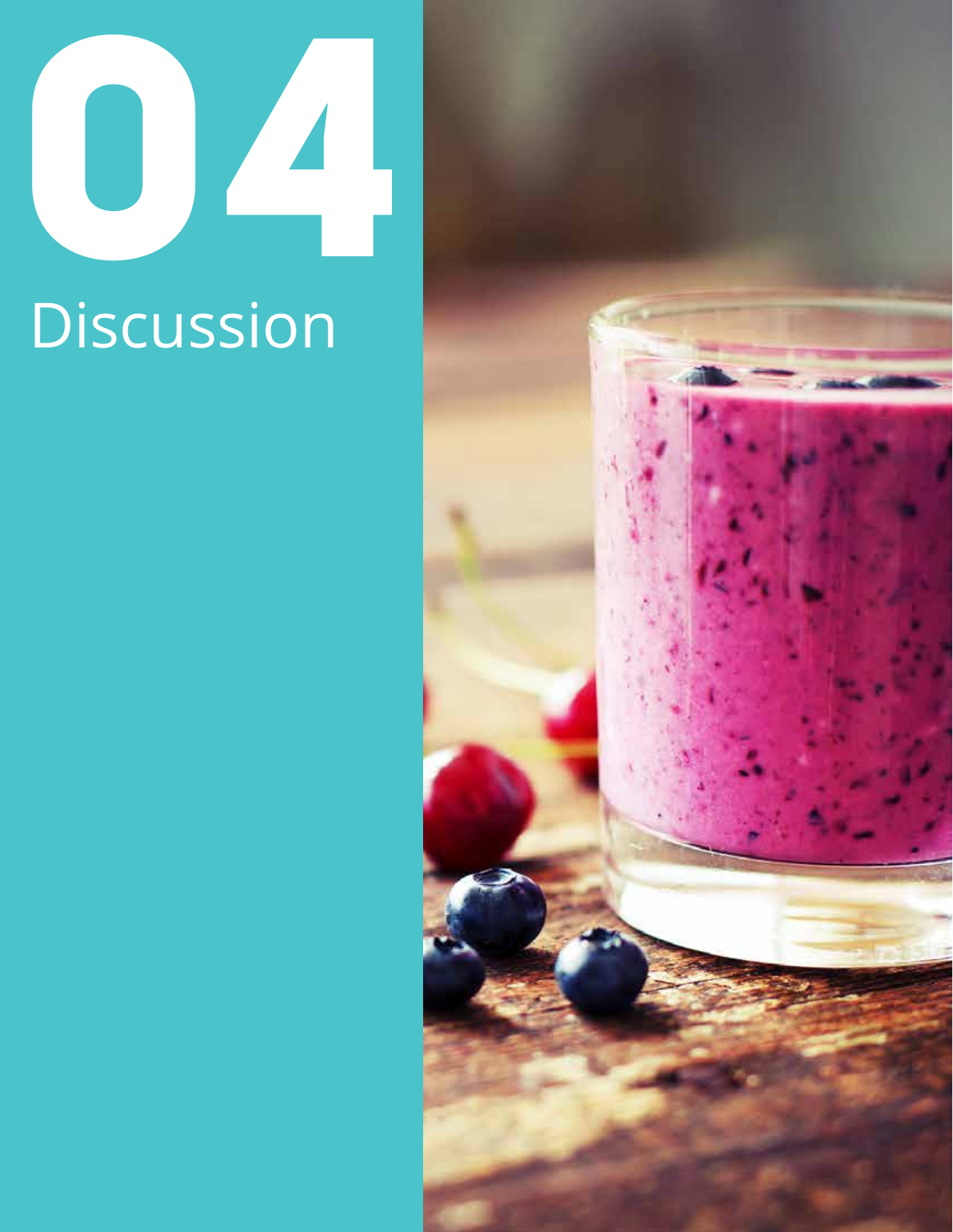# 04 Discussion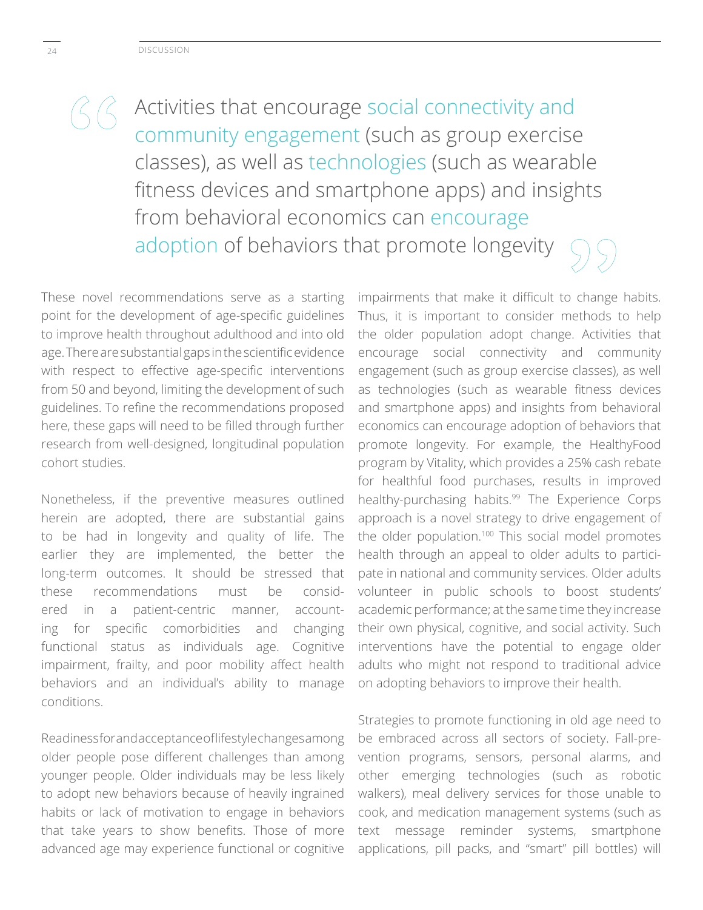> Activities that encourage social connectivity and community engagement (such as group exercise classes), as well as technologies (such as wearable fitness devices and smartphone apps) and insights from behavioral economics can encourage adoption of behaviors that promote longevity

These novel recommendations serve as a starting point for the development of age-specific guidelines to improve health throughout adulthood and into old age. There are substantial gaps in the scientific evidence with respect to effective age-specific interventions from 50 and beyond, limiting the development of such guidelines. To refine the recommendations proposed here, these gaps will need to be filled through further research from well-designed, longitudinal population cohort studies.

Nonetheless, if the preventive measures outlined herein are adopted, there are substantial gains to be had in longevity and quality of life. The earlier they are implemented, the better the long-term outcomes. It should be stressed that these recommendations must be considered in a patient-centric manner, accounting for specific comorbidities and changing functional status as individuals age. Cognitive impairment, frailty, and poor mobility affect health behaviors and an individual's ability to manage conditions.

Readiness for and acceptance of lifestyle changes among older people pose different challenges than among younger people. Older individuals may be less likely to adopt new behaviors because of heavily ingrained habits or lack of motivation to engage in behaviors that take years to show benefits. Those of more advanced age may experience functional or cognitive impairments that make it difficult to change habits. Thus, it is important to consider methods to help the older population adopt change. Activities that encourage social connectivity and community engagement (such as group exercise classes), as well as technologies (such as wearable fitness devices and smartphone apps) and insights from behavioral economics can encourage adoption of behaviors that promote longevity. For example, the HealthyFood program by Vitality, which provides a 25% cash rebate for healthful food purchases, results in improved healthy-purchasing habits.[99] The Experience Corps approach is a novel strategy to drive engagement of the older population.[100] This social model promotes health through an appeal to older adults to participate in national and community services. Older adults volunteer in public schools to boost students' academic performance; at the same time they increase their own physical, cognitive, and social activity. Such interventions have the potential to engage older adults who might not respond to traditional advice on adopting behaviors to improve their health.

Strategies to promote functioning in old age need to be embraced across all sectors of society. Fall-prevention programs, sensors, personal alarms, and other emerging technologies (such as robotic walkers), meal delivery services for those unable to cook, and medication management systems (such as text message reminder systems, smartphone applications, pill packs, and "smart" pill bottles) will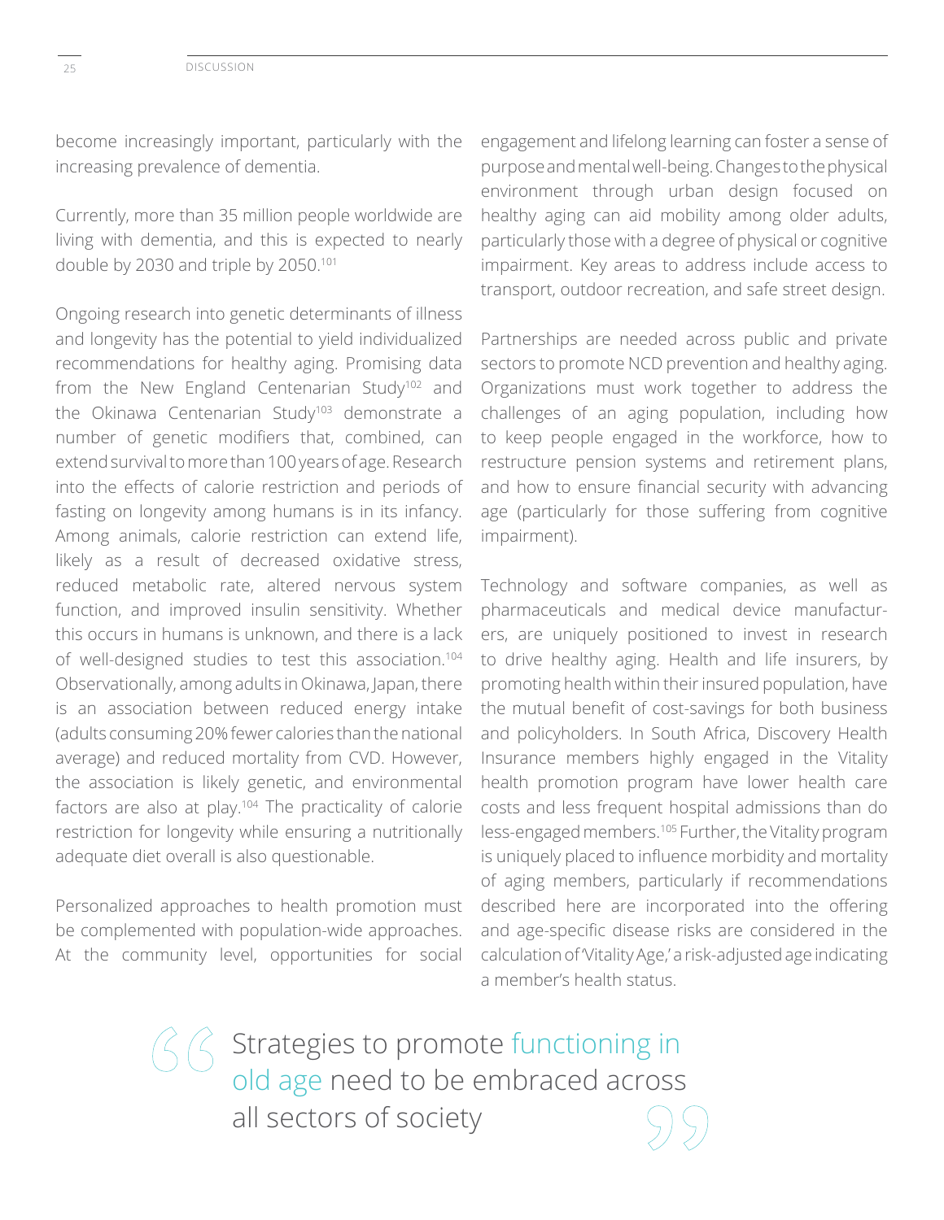become increasingly important, particularly with the increasing prevalence of dementia.

Currently, more than 35 million people worldwide are living with dementia, and this is expected to nearly double by 2030 and triple by 2050.[101]

Ongoing research into genetic determinants of illness and longevity has the potential to yield individualized recommendations for healthy aging. Promising data from the New England Centenarian Study[102] and the Okinawa Centenarian Study[103] demonstrate a number of genetic modifiers that, combined, can extend survival to more than 100 years of age. Research into the effects of calorie restriction and periods of fasting on longevity among humans is in its infancy. Among animals, calorie restriction can extend life, likely as a result of decreased oxidative stress, reduced metabolic rate, altered nervous system function, and improved insulin sensitivity. Whether this occurs in humans is unknown, and there is a lack of well-designed studies to test this association.[104] Observationally, among adults in Okinawa, Japan, there is an association between reduced energy intake (adults consuming 20% fewer calories than the national average) and reduced mortality from CVD. However, the association is likely genetic, and environmental factors are also at play.[104] The practicality of calorie restriction for longevity while ensuring a nutritionally adequate diet overall is also questionable.

Personalized approaches to health promotion must be complemented with population-wide approaches. At the community level, opportunities for social engagement and lifelong learning can foster a sense of purpose and mental well-being. Changes to the physical environment through urban design focused on healthy aging can aid mobility among older adults, particularly those with a degree of physical or cognitive impairment. Key areas to address include access to transport, outdoor recreation, and safe street design.

Partnerships are needed across public and private sectors to promote NCD prevention and healthy aging. Organizations must work together to address the challenges of an aging population, including how to keep people engaged in the workforce, how to restructure pension systems and retirement plans, and how to ensure financial security with advancing age (particularly for those suffering from cognitive impairment).

Technology and software companies, as well as pharmaceuticals and medical device manufacturers, are uniquely positioned to invest in research to drive healthy aging. Health and life insurers, by promoting health within their insured population, have the mutual benefit of cost-savings for both business and policyholders. In South Africa, Discovery Health Insurance members highly engaged in the Vitality health promotion program have lower health care costs and less frequent hospital admissions than do less-engaged members.[105] Further, the Vitality program is uniquely placed to influence morbidity and mortality of aging members, particularly if recommendations described here are incorporated into the offering and age-specific disease risks are considered in the calculation of 'Vitality Age,' a risk-adjusted age indicating a member's health status.

> Strategies to promote functioning in old age need to be embraced across all sectors of society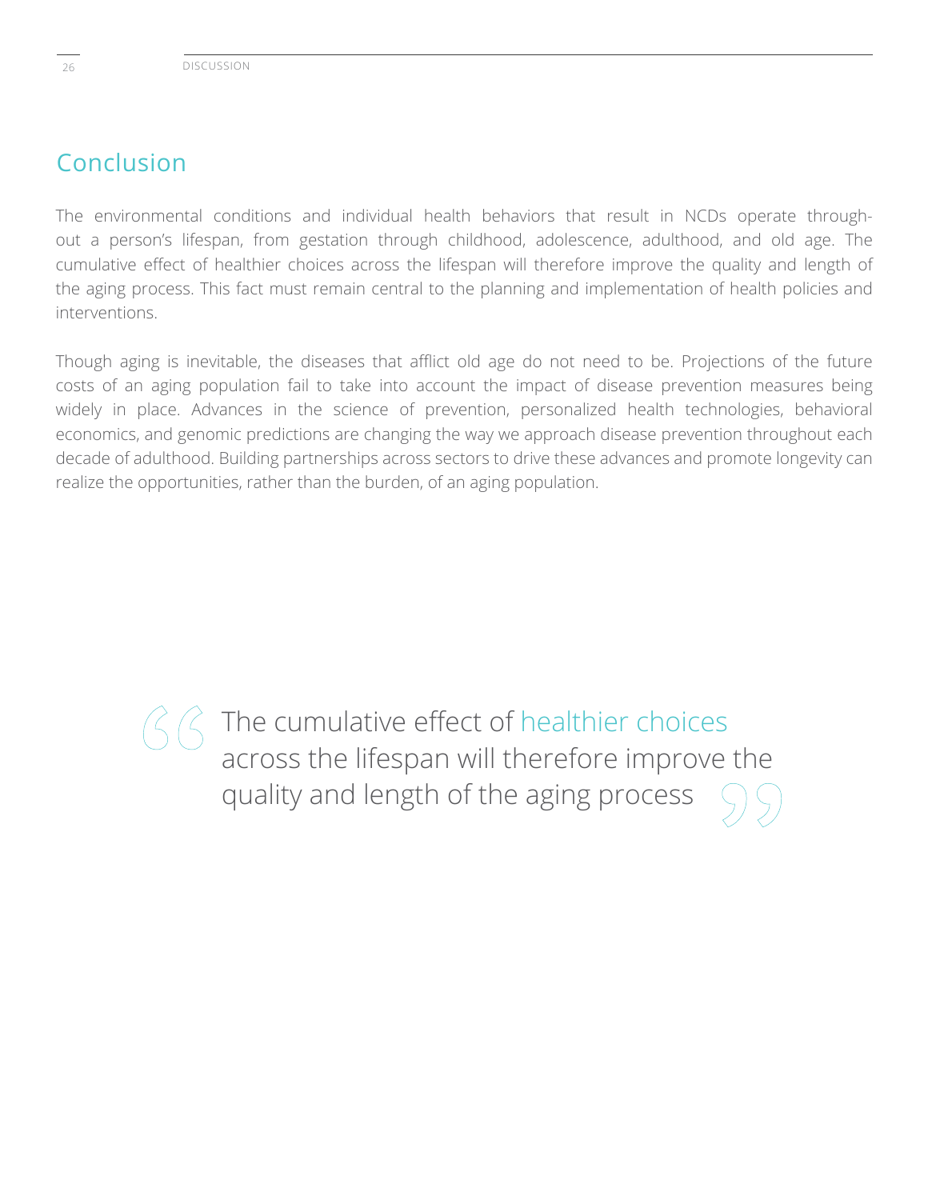## Conclusion

The environmental conditions and individual health behaviors that result in NCDs operate throughout a person's lifespan, from gestation through childhood, adolescence, adulthood, and old age. The cumulative effect of healthier choices across the lifespan will therefore improve the quality and length of the aging process. This fact must remain central to the planning and implementation of health policies and interventions.

Though aging is inevitable, the diseases that afflict old age do not need to be. Projections of the future costs of an aging population fail to take into account the impact of disease prevention measures being widely in place. Advances in the science of prevention, personalized health technologies, behavioral economics, and genomic predictions are changing the way we approach disease prevention throughout each decade of adulthood. Building partnerships across sectors to drive these advances and promote longevity can realize the opportunities, rather than the burden, of an aging population.

> "The cumulative effect of healthier choices across the lifespan will therefore improve the quality and length of the aging process"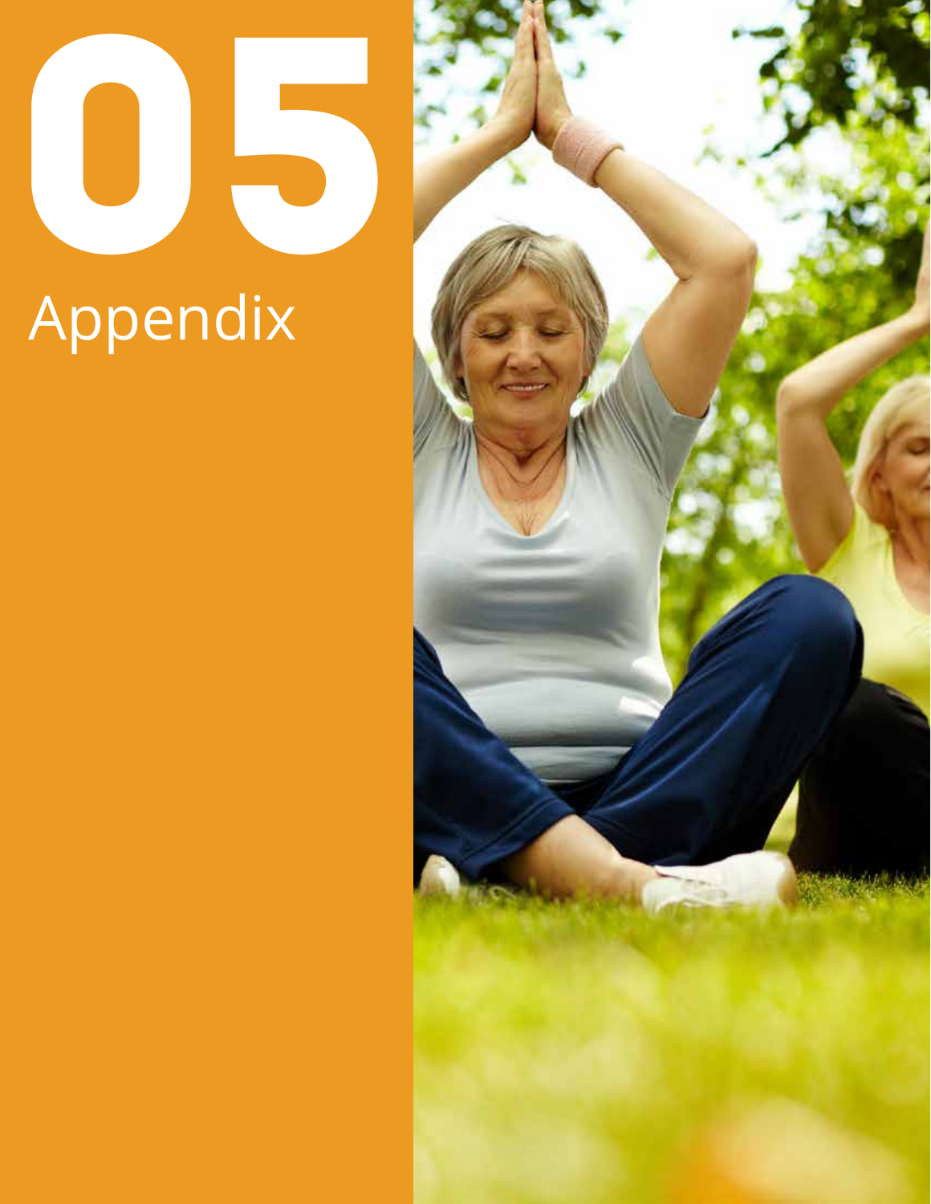# 05

# Appendix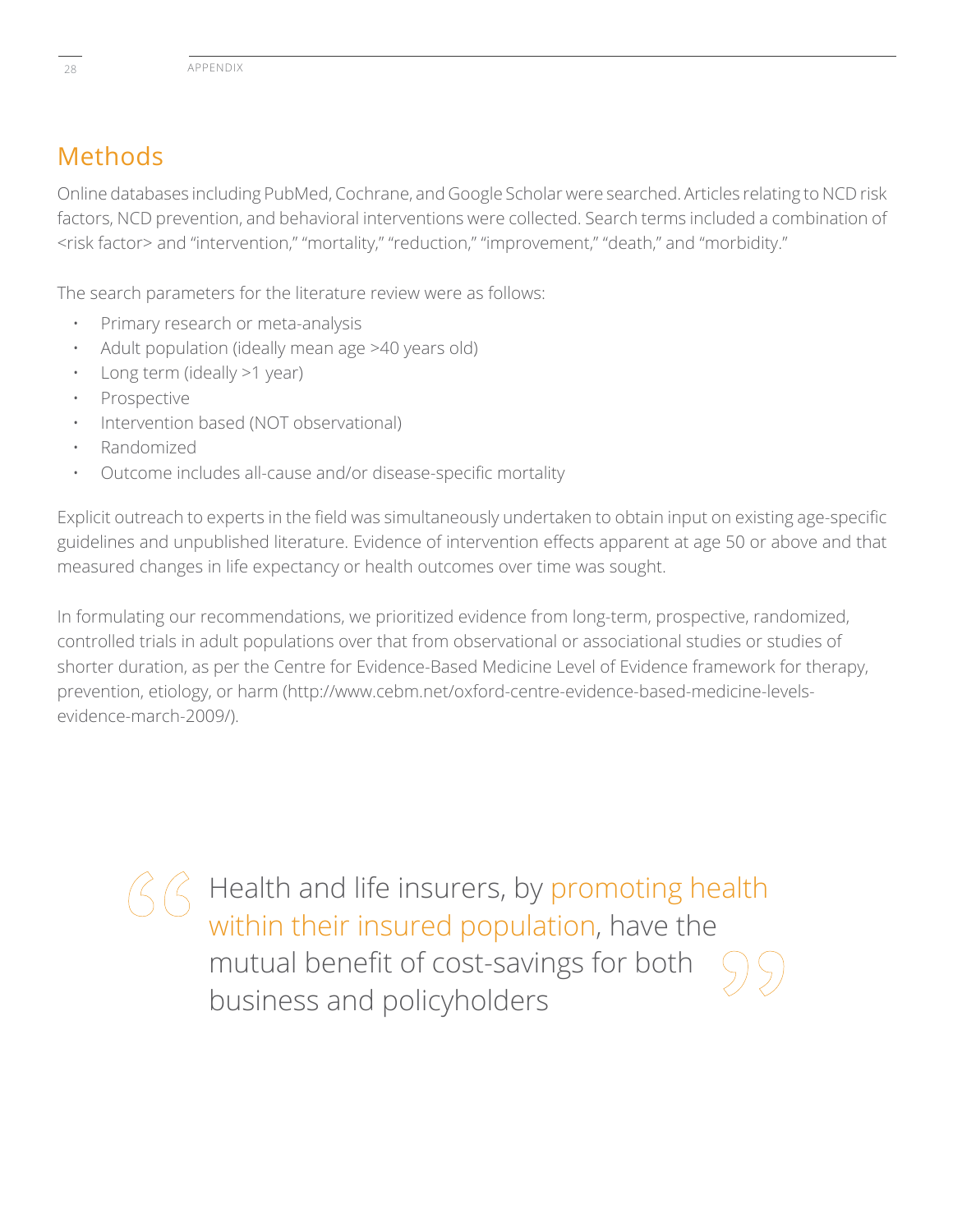## Methods

Online databases including PubMed, Cochrane, and Google Scholar were searched. Articles relating to NCD risk factors, NCD prevention, and behavioral interventions were collected. Search terms included a combination of <risk factor> and "intervention," "mortality," "reduction," "improvement," "death," and "morbidity."

The search parameters for the literature review were as follows:

- Primary research or meta-analysis
- Adult population (ideally mean age >40 years old)
- Long term (ideally >1 year)
- Prospective
- Intervention based (NOT observational)
- Randomized
- Outcome includes all-cause and/or disease-specific mortality

Explicit outreach to experts in the field was simultaneously undertaken to obtain input on existing age-specific guidelines and unpublished literature. Evidence of intervention effects apparent at age 50 or above and that measured changes in life expectancy or health outcomes over time was sought.

In formulating our recommendations, we prioritized evidence from long-term, prospective, randomized, controlled trials in adult populations over that from observational or associational studies or studies of shorter duration, as per the Centre for Evidence-Based Medicine Level of Evidence framework for therapy, prevention, etiology, or harm (http://www.cebm.net/oxford-centre-evidence-based-medicine-levels-evidence-march-2009/).

> "Health and life insurers, by promoting health within their insured population, have the mutual benefit of cost-savings for both business and policyholders"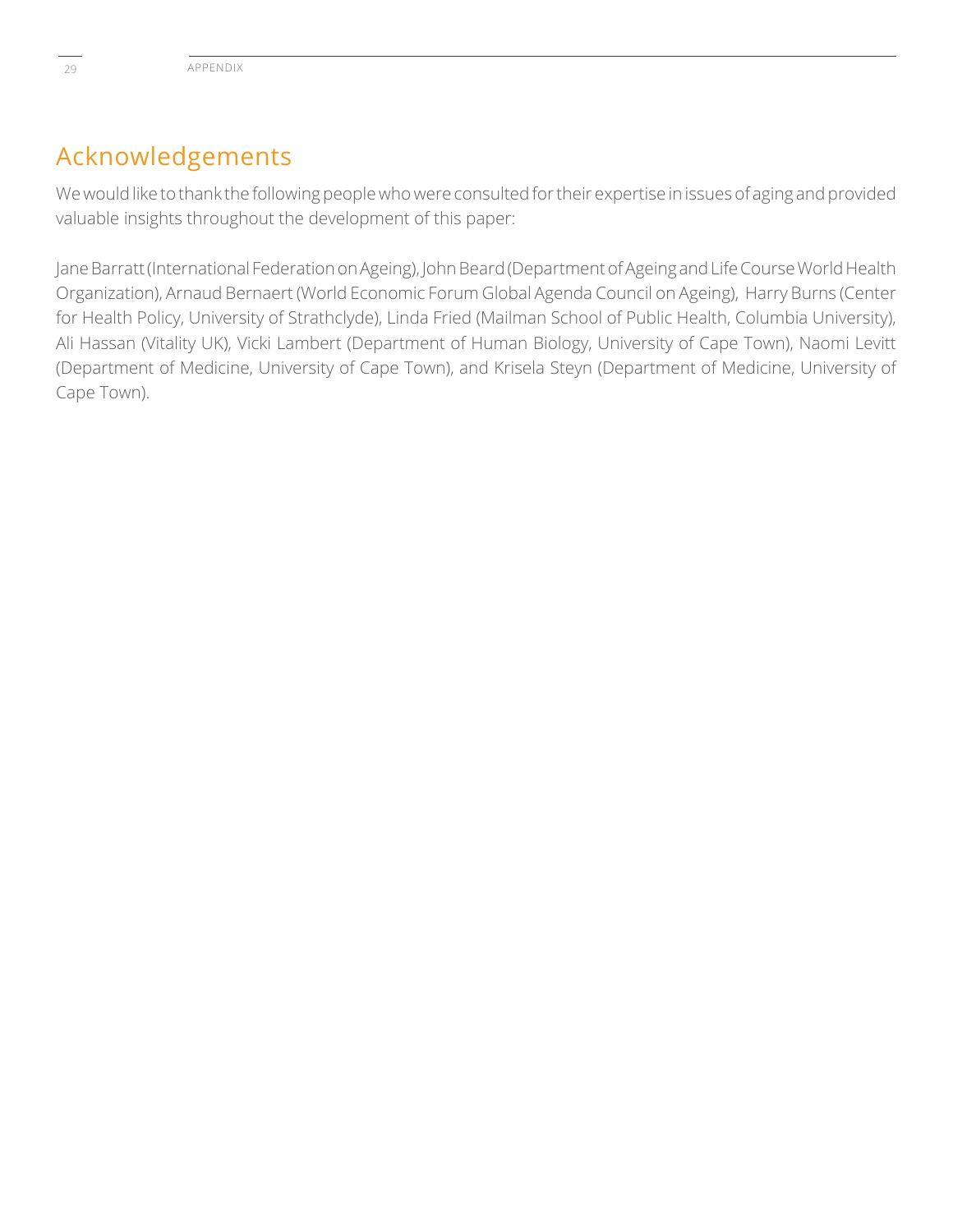# Acknowledgements

We would like to thank the following people who were consulted for their expertise in issues of aging and provided valuable insights throughout the development of this paper:

Jane Barratt (International Federation on Ageing), John Beard (Department of Ageing and Life Course World Health Organization), Arnaud Bernaert (World Economic Forum Global Agenda Council on Ageing), Harry Burns (Center for Health Policy, University of Strathclyde), Linda Fried (Mailman School of Public Health, Columbia University), Ali Hassan (Vitality UK), Vicki Lambert (Department of Human Biology, University of Cape Town), Naomi Levitt (Department of Medicine, University of Cape Town), and Krisela Steyn (Department of Medicine, University of Cape Town).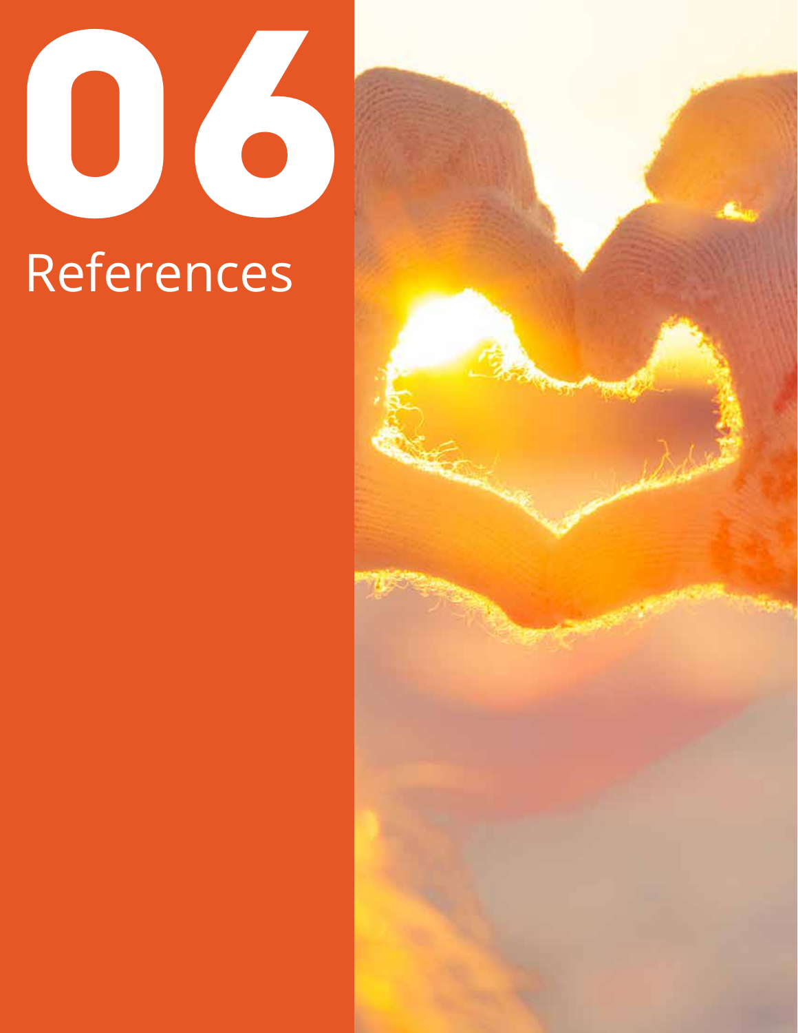# 06

# References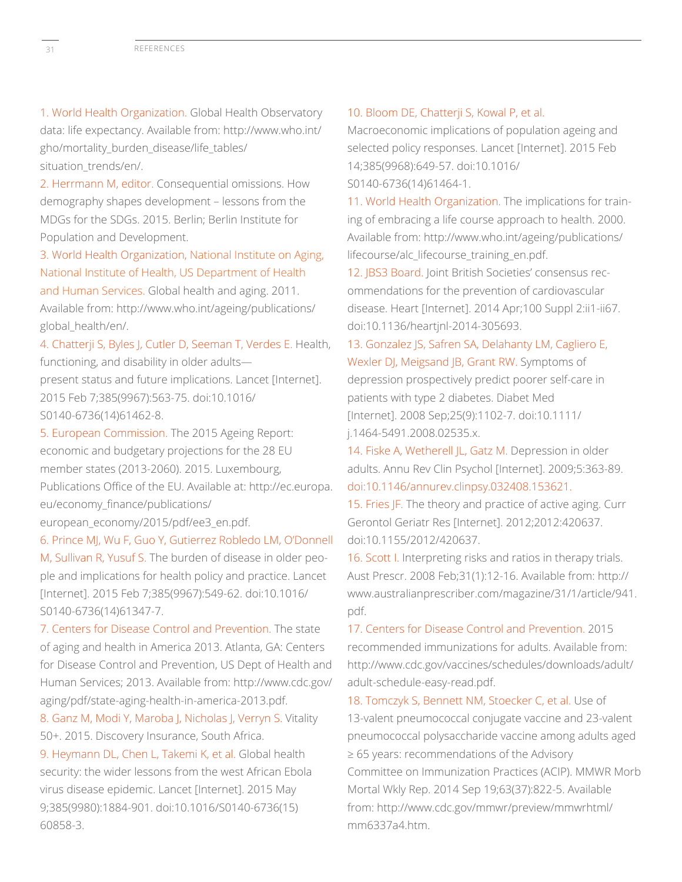1. World Health Organization. Global Health Observatory data: life expectancy. Available from: http://www.who.int/gho/mortality_burden_disease/life_tables/situation_trends/en/.

2. Herrmann M, editor. Consequential omissions. How demography shapes development – lessons from the MDGs for the SDGs. 2015. Berlin; Berlin Institute for Population and Development.

3. World Health Organization, National Institute on Aging, National Institute of Health, US Department of Health and Human Services. Global health and aging. 2011. Available from: http://www.who.int/ageing/publications/global_health/en/.

4. Chatterji S, Byles J, Cutler D, Seeman T, Verdes E. Health, functioning, and disability in older adults—present status and future implications. Lancet [Internet]. 2015 Feb 7;385(9967):563-75. doi:10.1016/S0140-6736(14)61462-8.

5. European Commission. The 2015 Ageing Report: economic and budgetary projections for the 28 EU member states (2013-2060). 2015. Luxembourg, Publications Office of the EU. Available at: http://ec.europa.eu/economy_finance/publications/european_economy/2015/pdf/ee3_en.pdf.

6. Prince MJ, Wu F, Guo Y, Gutierrez Robledo LM, O'Donnell M, Sullivan R, Yusuf S. The burden of disease in older people and implications for health policy and practice. Lancet [Internet]. 2015 Feb 7;385(9967):549-62. doi:10.1016/S0140-6736(14)61347-7.

7. Centers for Disease Control and Prevention. The state of aging and health in America 2013. Atlanta, GA: Centers for Disease Control and Prevention, US Dept of Health and Human Services; 2013. Available from: http://www.cdc.gov/aging/pdf/state-aging-health-in-america-2013.pdf.

8. Ganz M, Modi Y, Maroba J, Nicholas J, Verryn S. Vitality 50+. 2015. Discovery Insurance, South Africa.

9. Heymann DL, Chen L, Takemi K, et al. Global health security: the wider lessons from the west African Ebola virus disease epidemic. Lancet [Internet]. 2015 May 9;385(9980):1884-901. doi:10.1016/S0140-6736(15)60858-3.

10. Bloom DE, Chatterji S, Kowal P, et al. Macroeconomic implications of population ageing and selected policy responses. Lancet [Internet]. 2015 Feb 14;385(9968):649-57. doi:10.1016/S0140-6736(14)61464-1.

11. World Health Organization. The implications for training of embracing a life course approach to health. 2000. Available from: http://www.who.int/ageing/publications/lifecourse/alc_lifecourse_training_en.pdf.

12. JBS3 Board. Joint British Societies' consensus recommendations for the prevention of cardiovascular disease. Heart [Internet]. 2014 Apr;100 Suppl 2:ii1-ii67. doi:10.1136/heartjnl-2014-305693.

13. Gonzalez JS, Safren SA, Delahanty LM, Cagliero E, Wexler DJ, Meigsand JB, Grant RW. Symptoms of depression prospectively predict poorer self-care in patients with type 2 diabetes. Diabet Med [Internet]. 2008 Sep;25(9):1102-7. doi:10.1111/j.1464-5491.2008.02535.x.

14. Fiske A, Wetherell JL, Gatz M. Depression in older adults. Annu Rev Clin Psychol [Internet]. 2009;5:363-89. doi:10.1146/annurev.clinpsy.032408.153621.

15. Fries JF. The theory and practice of active aging. Curr Gerontol Geriatr Res [Internet]. 2012;2012:420637. doi:10.1155/2012/420637.

16. Scott I. Interpreting risks and ratios in therapy trials. Aust Prescr. 2008 Feb;31(1):12-16. Available from: http://www.australianprescriber.com/magazine/31/1/article/941.pdf.

17. Centers for Disease Control and Prevention. 2015 recommended immunizations for adults. Available from: http://www.cdc.gov/vaccines/schedules/downloads/adult/adult-schedule-easy-read.pdf.

18. Tomczyk S, Bennett NM, Stoecker C, et al. Use of 13-valent pneumococcal conjugate vaccine and 23-valent pneumococcal polysaccharide vaccine among adults aged ≥ 65 years: recommendations of the Advisory Committee on Immunization Practices (ACIP). MMWR Morb Mortal Wkly Rep. 2014 Sep 19;63(37):822-5. Available from: http://www.cdc.gov/mmwr/preview/mmwrhtml/mm6337a4.htm.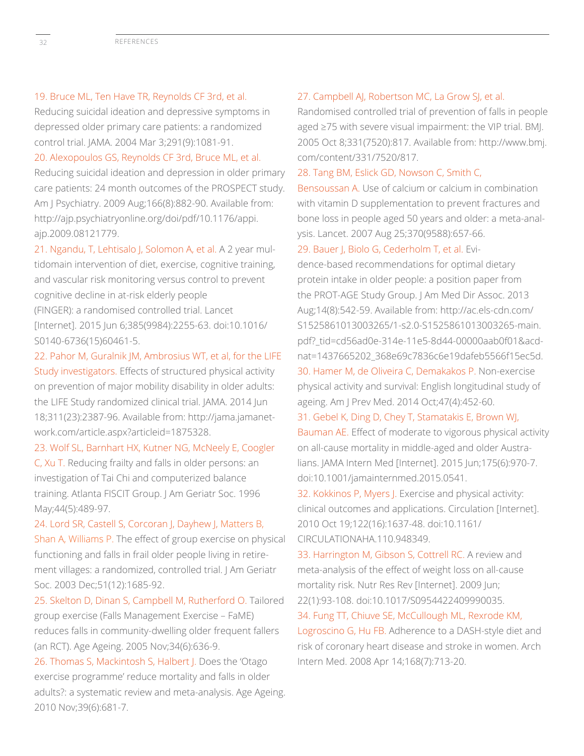19. Bruce ML, Ten Have TR, Reynolds CF 3rd, et al. Reducing suicidal ideation and depressive symptoms in depressed older primary care patients: a randomized control trial. JAMA. 2004 Mar 3;291(9):1081-91.

20. Alexopoulos GS, Reynolds CF 3rd, Bruce ML, et al. Reducing suicidal ideation and depression in older primary care patients: 24 month outcomes of the PROSPECT study. Am J Psychiatry. 2009 Aug;166(8):882-90. Available from: http://ajp.psychiatryonline.org/doi/pdf/10.1176/appi.ajp.2009.08121779.

21. Ngandu, T, Lehtisalo J, Solomon A, et al. A 2 year multidomain intervention of diet, exercise, cognitive training, and vascular risk monitoring versus control to prevent cognitive decline in at-risk elderly people (FINGER): a randomised controlled trial. Lancet [Internet]. 2015 Jun 6;385(9984):2255-63. doi:10.1016/S0140-6736(15)60461-5.

22. Pahor M, Guralnik JM, Ambrosius WT, et al, for the LIFE Study investigators. Effects of structured physical activity on prevention of major mobility disability in older adults: the LIFE Study randomized clinical trial. JAMA. 2014 Jun 18;311(23):2387-96. Available from: http://jama.jamanetwork.com/article.aspx?articleid=1875328.

23. Wolf SL, Barnhart HX, Kutner NG, McNeely E, Coogler C, Xu T. Reducing frailty and falls in older persons: an investigation of Tai Chi and computerized balance training. Atlanta FISCIT Group. J Am Geriatr Soc. 1996 May;44(5):489-97.

24. Lord SR, Castell S, Corcoran J, Dayhew J, Matters B, Shan A, Williams P. The effect of group exercise on physical functioning and falls in frail older people living in retirement villages: a randomized, controlled trial. J Am Geriatr Soc. 2003 Dec;51(12):1685-92.

25. Skelton D, Dinan S, Campbell M, Rutherford O. Tailored group exercise (Falls Management Exercise – FaME) reduces falls in community-dwelling older frequent fallers (an RCT). Age Ageing. 2005 Nov;34(6):636-9.

26. Thomas S, Mackintosh S, Halbert J. Does the 'Otago exercise programme' reduce mortality and falls in older adults?: a systematic review and meta-analysis. Age Ageing. 2010 Nov;39(6):681-7.

27. Campbell AJ, Robertson MC, La Grow SJ, et al. Randomised controlled trial of prevention of falls in people aged ≥75 with severe visual impairment: the VIP trial. BMJ. 2005 Oct 8;331(7520):817. Available from: http://www.bmj.com/content/331/7520/817.

28. Tang BM, Eslick GD, Nowson C, Smith C, Bensoussan A. Use of calcium or calcium in combination with vitamin D supplementation to prevent fractures and bone loss in people aged 50 years and older: a meta-analysis. Lancet. 2007 Aug 25;370(9588):657-66.

29. Bauer J, Biolo G, Cederholm T, et al. Evidence-based recommendations for optimal dietary protein intake in older people: a position paper from the PROT-AGE Study Group. J Am Med Dir Assoc. 2013 Aug;14(8):542-59. Available from: http://ac.els-cdn.com/S1525861013003265/1-s2.0-S1525861013003265-main.pdf?_tid=cd56ad0e-314e-11e5-8d44-00000aab0f01&acdnat=1437665202_368e69c7836c6e19dafeb5566f15ec5d.

30. Hamer M, de Oliveira C, Demakakos P. Non-exercise physical activity and survival: English longitudinal study of ageing. Am J Prev Med. 2014 Oct;47(4):452-60.

31. Gebel K, Ding D, Chey T, Stamatakis E, Brown WJ, Bauman AE. Effect of moderate to vigorous physical activity on all-cause mortality in middle-aged and older Australians. JAMA Intern Med [Internet]. 2015 Jun;175(6):970-7. doi:10.1001/jamainternmed.2015.0541.

32. Kokkinos P, Myers J. Exercise and physical activity: clinical outcomes and applications. Circulation [Internet]. 2010 Oct 19;122(16):1637-48. doi:10.1161/CIRCULATIONAHA.110.948349.

33. Harrington M, Gibson S, Cottrell RC. A review and meta-analysis of the effect of weight loss on all-cause mortality risk. Nutr Res Rev [Internet]. 2009 Jun;22(1):93-108. doi:10.1017/S0954422409990035.

34. Fung TT, Chiuve SE, McCullough ML, Rexrode KM, Logroscino G, Hu FB. Adherence to a DASH-style diet and risk of coronary heart disease and stroke in women. Arch Intern Med. 2008 Apr 14;168(7):713-20.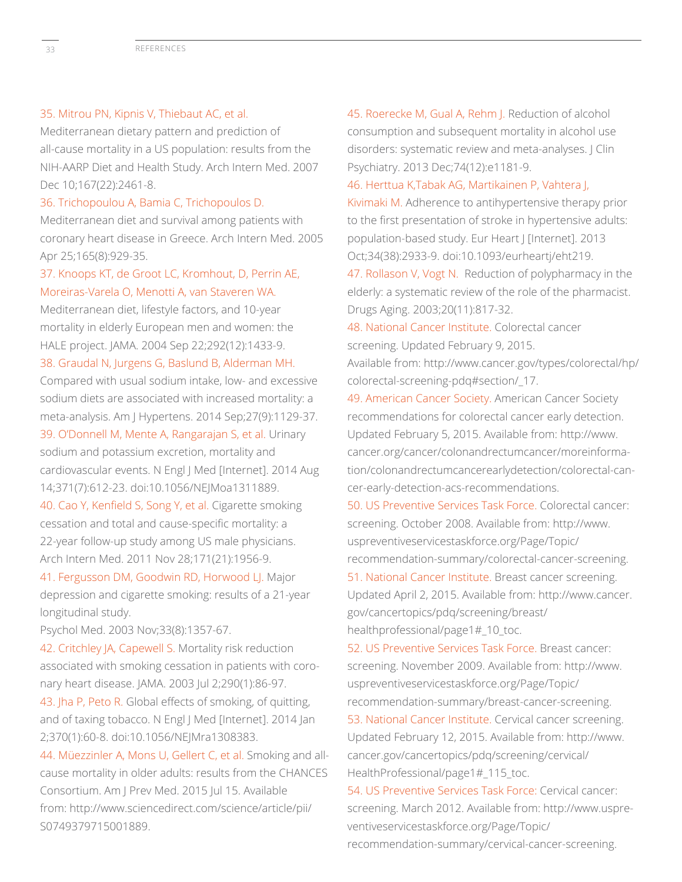35. Mitrou PN, Kipnis V, Thiebaut AC, et al. Mediterranean dietary pattern and prediction of all-cause mortality in a US population: results from the NIH-AARP Diet and Health Study. Arch Intern Med. 2007 Dec 10;167(22):2461-8.

36. Trichopoulou A, Bamia C, Trichopoulos D. Mediterranean diet and survival among patients with coronary heart disease in Greece. Arch Intern Med. 2005 Apr 25;165(8):929-35.

37. Knoops KT, de Groot LC, Kromhout, D, Perrin AE, Moreiras-Varela O, Menotti A, van Staveren WA. Mediterranean diet, lifestyle factors, and 10-year mortality in elderly European men and women: the HALE project. JAMA. 2004 Sep 22;292(12):1433-9.

38. Graudal N, Jurgens G, Baslund B, Alderman MH. Compared with usual sodium intake, low- and excessive sodium diets are associated with increased mortality: a meta-analysis. Am J Hypertens. 2014 Sep;27(9):1129-37.

39. O'Donnell M, Mente A, Rangarajan S, et al. Urinary sodium and potassium excretion, mortality and cardiovascular events. N Engl J Med [Internet]. 2014 Aug 14;371(7):612-23. doi:10.1056/NEJMoa1311889.

40. Cao Y, Kenfield S, Song Y, et al. Cigarette smoking cessation and total and cause-specific mortality: a 22-year follow-up study among US male physicians. Arch Intern Med. 2011 Nov 28;171(21):1956-9.

41. Fergusson DM, Goodwin RD, Horwood LJ. Major depression and cigarette smoking: results of a 21-year longitudinal study. Psychol Med. 2003 Nov;33(8):1357-67.

42. Critchley JA, Capewell S. Mortality risk reduction associated with smoking cessation in patients with coronary heart disease. JAMA. 2003 Jul 2;290(1):86-97.

43. Jha P, Peto R. Global effects of smoking, of quitting, and of taxing tobacco. N Engl J Med [Internet]. 2014 Jan 2;370(1):60-8. doi:10.1056/NEJMra1308383.

44. Müezzinler A, Mons U, Gellert C, et al. Smoking and all-cause mortality in older adults: results from the CHANCES Consortium. Am J Prev Med. 2015 Jul 15. Available from: http://www.sciencedirect.com/science/article/pii/S0749379715001889.

45. Roerecke M, Gual A, Rehm J. Reduction of alcohol consumption and subsequent mortality in alcohol use disorders: systematic review and meta-analyses. J Clin Psychiatry. 2013 Dec;74(12):e1181-9.

46. Herttua K,Tabak AG, Martikainen P, Vahtera J, Kivimaki M. Adherence to antihypertensive therapy prior to the first presentation of stroke in hypertensive adults: population-based study. Eur Heart J [Internet]. 2013 Oct;34(38):2933-9. doi:10.1093/eurheartj/eht219.

47. Rollason V, Vogt N. Reduction of polypharmacy in the elderly: a systematic review of the role of the pharmacist. Drugs Aging. 2003;20(11):817-32.

48. National Cancer Institute. Colorectal cancer screening. Updated February 9, 2015. Available from: http://www.cancer.gov/types/colorectal/hp/colorectal-screening-pdq#section/_17.

49. American Cancer Society. American Cancer Society recommendations for colorectal cancer early detection. Updated February 5, 2015. Available from: http://www.cancer.org/cancer/colonandrectumcancer/moreinformation/colonandrectumcancerearlydetection/colorectal-cancer-early-detection-acs-recommendations.

50. US Preventive Services Task Force. Colorectal cancer: screening. October 2008. Available from: http://www.uspreventiveservicestaskforce.org/Page/Topic/recommendation-summary/colorectal-cancer-screening.

51. National Cancer Institute. Breast cancer screening. Updated April 2, 2015. Available from: http://www.cancer.gov/cancertopics/pdq/screening/breast/healthprofessional/page1#_10_toc.

52. US Preventive Services Task Force. Breast cancer: screening. November 2009. Available from: http://www.uspreventiveservicestaskforce.org/Page/Topic/recommendation-summary/breast-cancer-screening.

53. National Cancer Institute. Cervical cancer screening. Updated February 12, 2015. Available from: http://www.cancer.gov/cancertopics/pdq/screening/cervical/HealthProfessional/page1#_115_toc.

54. US Preventive Services Task Force: Cervical cancer: screening. March 2012. Available from: http://www.uspreventiveservicestaskforce.org/Page/Topic/recommendation-summary/cervical-cancer-screening.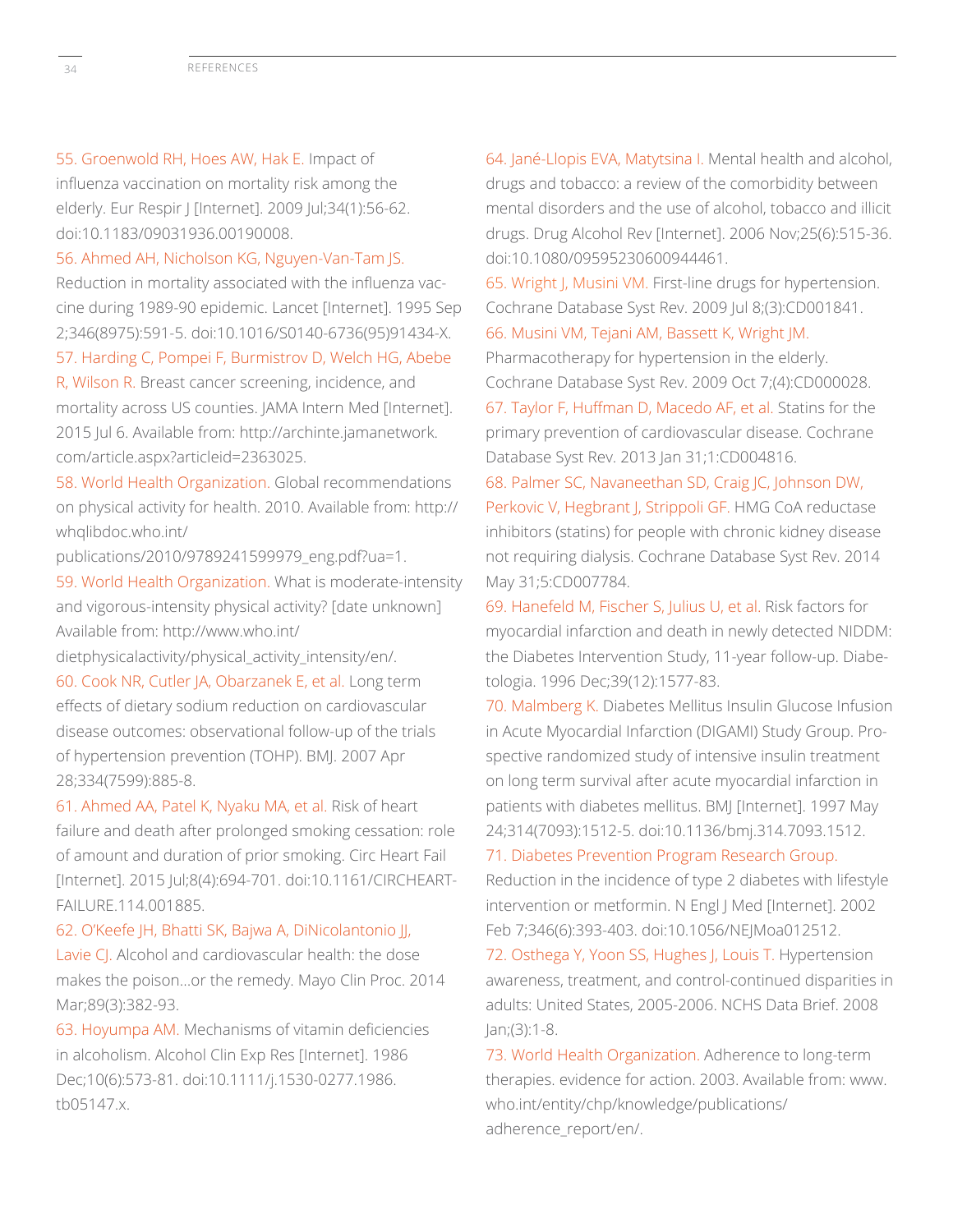55. Groenwold RH, Hoes AW, Hak E. Impact of influenza vaccination on mortality risk among the elderly. Eur Respir J [Internet]. 2009 Jul;34(1):56-62. doi:10.1183/09031936.00190008.

56. Ahmed AH, Nicholson KG, Nguyen-Van-Tam JS. Reduction in mortality associated with the influenza vaccine during 1989-90 epidemic. Lancet [Internet]. 1995 Sep 2;346(8975):591-5. doi:10.1016/S0140-6736(95)91434-X.

57. Harding C, Pompei F, Burmistrov D, Welch HG, Abebe R, Wilson R. Breast cancer screening, incidence, and mortality across US counties. JAMA Intern Med [Internet]. 2015 Jul 6. Available from: http://archinte.jamanetwork.com/article.aspx?articleid=2363025.

58. World Health Organization. Global recommendations on physical activity for health. 2010. Available from: http://whqlibdoc.who.int/publications/2010/9789241599979_eng.pdf?ua=1.

59. World Health Organization. What is moderate-intensity and vigorous-intensity physical activity? [date unknown] Available from: http://www.who.int/dietphysicalactivity/physical_activity_intensity/en/.

60. Cook NR, Cutler JA, Obarzanek E, et al. Long term effects of dietary sodium reduction on cardiovascular disease outcomes: observational follow-up of the trials of hypertension prevention (TOHP). BMJ. 2007 Apr 28;334(7599):885-8.

61. Ahmed AA, Patel K, Nyaku MA, et al. Risk of heart failure and death after prolonged smoking cessation: role of amount and duration of prior smoking. Circ Heart Fail [Internet]. 2015 Jul;8(4):694-701. doi:10.1161/CIRCHEARTFAILURE.114.001885.

62. O'Keefe JH, Bhatti SK, Bajwa A, DiNicolantonio JJ, Lavie CJ. Alcohol and cardiovascular health: the dose makes the poison…or the remedy. Mayo Clin Proc. 2014 Mar;89(3):382-93.

63. Hoyumpa AM. Mechanisms of vitamin deficiencies in alcoholism. Alcohol Clin Exp Res [Internet]. 1986 Dec;10(6):573-81. doi:10.1111/j.1530-0277.1986.tb05147.x.

64. Jané-Llopis EVA, Matytsina I. Mental health and alcohol, drugs and tobacco: a review of the comorbidity between mental disorders and the use of alcohol, tobacco and illicit drugs. Drug Alcohol Rev [Internet]. 2006 Nov;25(6):515-36. doi:10.1080/09595230600944461.

65. Wright J, Musini VM. First-line drugs for hypertension. Cochrane Database Syst Rev. 2009 Jul 8;(3):CD001841.

66. Musini VM, Tejani AM, Bassett K, Wright JM. Pharmacotherapy for hypertension in the elderly. Cochrane Database Syst Rev. 2009 Oct 7;(4):CD000028.

67. Taylor F, Huffman D, Macedo AF, et al. Statins for the primary prevention of cardiovascular disease. Cochrane Database Syst Rev. 2013 Jan 31;1:CD004816.

68. Palmer SC, Navaneethan SD, Craig JC, Johnson DW, Perkovic V, Hegbrant J, Strippoli GF. HMG CoA reductase inhibitors (statins) for people with chronic kidney disease not requiring dialysis. Cochrane Database Syst Rev. 2014 May 31;5:CD007784.

69. Hanefeld M, Fischer S, Julius U, et al. Risk factors for myocardial infarction and death in newly detected NIDDM: the Diabetes Intervention Study, 11-year follow-up. Diabetologia. 1996 Dec;39(12):1577-83.

70. Malmberg K. Diabetes Mellitus Insulin Glucose Infusion in Acute Myocardial Infarction (DIGAMI) Study Group. Prospective randomized study of intensive insulin treatment on long term survival after acute myocardial infarction in patients with diabetes mellitus. BMJ [Internet]. 1997 May 24;314(7093):1512-5. doi:10.1136/bmj.314.7093.1512.

71. Diabetes Prevention Program Research Group. Reduction in the incidence of type 2 diabetes with lifestyle intervention or metformin. N Engl J Med [Internet]. 2002 Feb 7;346(6):393-403. doi:10.1056/NEJMoa012512.

72. Osthega Y, Yoon SS, Hughes J, Louis T. Hypertension awareness, treatment, and control-continued disparities in adults: United States, 2005-2006. NCHS Data Brief. 2008 Jan;(3):1-8.

73. World Health Organization. Adherence to long-term therapies. evidence for action. 2003. Available from: www.who.int/entity/chp/knowledge/publications/adherence_report/en/.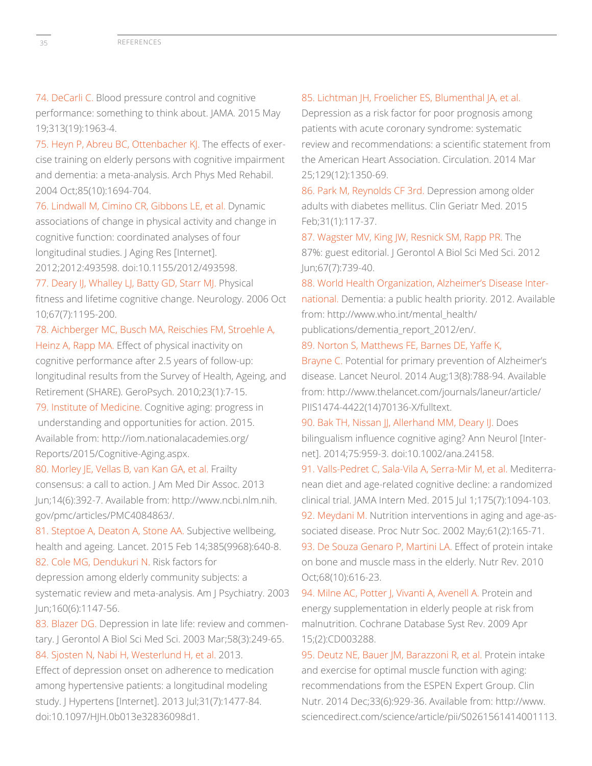74. DeCarli C. Blood pressure control and cognitive performance: something to think about. JAMA. 2015 May 19;313(19):1963-4.

75. Heyn P, Abreu BC, Ottenbacher KJ. The effects of exercise training on elderly persons with cognitive impairment and dementia: a meta-analysis. Arch Phys Med Rehabil. 2004 Oct;85(10):1694-704.

76. Lindwall M, Cimino CR, Gibbons LE, et al. Dynamic associations of change in physical activity and change in cognitive function: coordinated analyses of four longitudinal studies. J Aging Res [Internet]. 2012;2012:493598. doi:10.1155/2012/493598.

77. Deary IJ, Whalley LJ, Batty GD, Starr MJ. Physical fitness and lifetime cognitive change. Neurology. 2006 Oct 10;67(7):1195-200.

78. Aichberger MC, Busch MA, Reischies FM, Stroehle A, Heinz A, Rapp MA. Effect of physical inactivity on cognitive performance after 2.5 years of follow-up: longitudinal results from the Survey of Health, Ageing, and Retirement (SHARE). GeroPsych. 2010;23(1):7-15.

79. Institute of Medicine. Cognitive aging: progress in understanding and opportunities for action. 2015. Available from: http://iom.nationalacademies.org/Reports/2015/Cognitive-Aging.aspx.

80. Morley JE, Vellas B, van Kan GA, et al. Frailty consensus: a call to action. J Am Med Dir Assoc. 2013 Jun;14(6):392-7. Available from: http://www.ncbi.nlm.nih.gov/pmc/articles/PMC4084863/.

81. Steptoe A, Deaton A, Stone AA. Subjective wellbeing, health and ageing. Lancet. 2015 Feb 14;385(9968):640-8.

82. Cole MG, Dendukuri N. Risk factors for depression among elderly community subjects: a systematic review and meta-analysis. Am J Psychiatry. 2003 Jun;160(6):1147-56.

83. Blazer DG. Depression in late life: review and commentary. J Gerontol A Biol Sci Med Sci. 2003 Mar;58(3):249-65.

84. Sjosten N, Nabi H, Westerlund H, et al. 2013. Effect of depression onset on adherence to medication among hypertensive patients: a longitudinal modeling study. J Hypertens [Internet]. 2013 Jul;31(7):1477-84. doi:10.1097/HJH.0b013e32836098d1.

85. Lichtman JH, Froelicher ES, Blumenthal JA, et al. Depression as a risk factor for poor prognosis among patients with acute coronary syndrome: systematic review and recommendations: a scientific statement from the American Heart Association. Circulation. 2014 Mar 25;129(12):1350-69.

86. Park M, Reynolds CF 3rd. Depression among older adults with diabetes mellitus. Clin Geriatr Med. 2015 Feb;31(1):117-37.

87. Wagster MV, King JW, Resnick SM, Rapp PR. The 87%: guest editorial. J Gerontol A Biol Sci Med Sci. 2012 Jun;67(7):739-40.

88. World Health Organization, Alzheimer's Disease International. Dementia: a public health priority. 2012. Available from: http://www.who.int/mental_health/publications/dementia_report_2012/en/.

89. Norton S, Matthews FE, Barnes DE, Yaffe K, Brayne C. Potential for primary prevention of Alzheimer's disease. Lancet Neurol. 2014 Aug;13(8):788-94. Available from: http://www.thelancet.com/journals/laneur/article/PIIS1474-4422(14)70136-X/fulltext.

90. Bak TH, Nissan JJ, Allerhand MM, Deary IJ. Does bilingualism influence cognitive aging? Ann Neurol [Internet]. 2014;75:959-3. doi:10.1002/ana.24158.

91. Valls-Pedret C, Sala-Vila A, Serra-Mir M, et al. Mediterranean diet and age-related cognitive decline: a randomized clinical trial. JAMA Intern Med. 2015 Jul 1;175(7):1094-103.

92. Meydani M. Nutrition interventions in aging and age-associated disease. Proc Nutr Soc. 2002 May;61(2):165-71.

93. De Souza Genaro P, Martini LA. Effect of protein intake on bone and muscle mass in the elderly. Nutr Rev. 2010 Oct;68(10):616-23.

94. Milne AC, Potter J, Vivanti A, Avenell A. Protein and energy supplementation in elderly people at risk from malnutrition. Cochrane Database Syst Rev. 2009 Apr 15;(2):CD003288.

95. Deutz NE, Bauer JM, Barazzoni R, et al. Protein intake and exercise for optimal muscle function with aging: recommendations from the ESPEN Expert Group. Clin Nutr. 2014 Dec;33(6):929-36. Available from: http://www.sciencedirect.com/science/article/pii/S0261561414001113.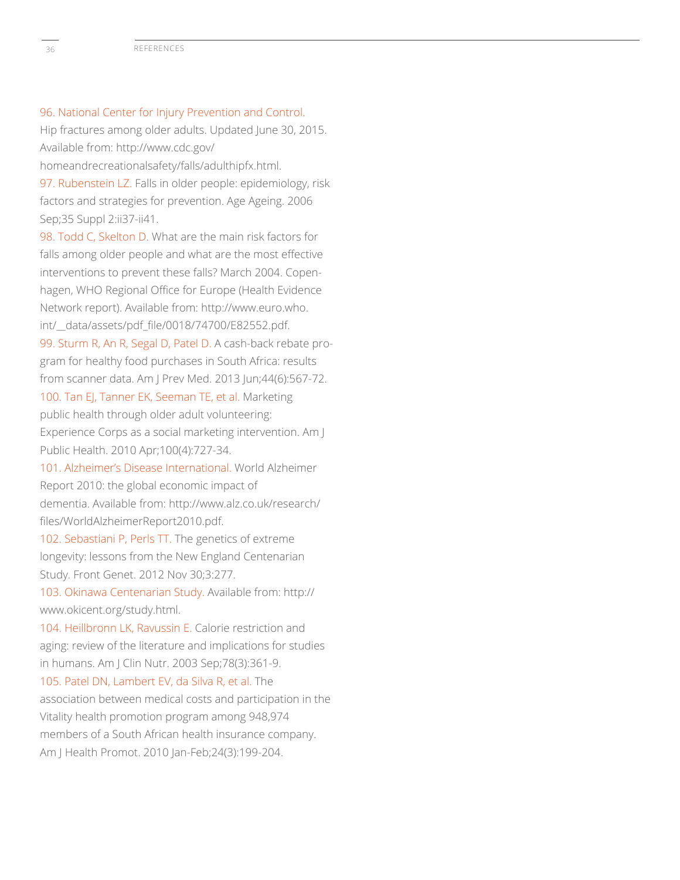96. National Center for Injury Prevention and Control. Hip fractures among older adults. Updated June 30, 2015. Available from: http://www.cdc.gov/homeandrecreationalsafety/falls/adulthipfx.html.

97. Rubenstein LZ. Falls in older people: epidemiology, risk factors and strategies for prevention. Age Ageing. 2006 Sep;35 Suppl 2:ii37-ii41.

98. Todd C, Skelton D. What are the main risk factors for falls among older people and what are the most effective interventions to prevent these falls? March 2004. Copenhagen, WHO Regional Office for Europe (Health Evidence Network report). Available from: http://www.euro.who.int/__data/assets/pdf_file/0018/74700/E82552.pdf.

99. Sturm R, An R, Segal D, Patel D. A cash-back rebate program for healthy food purchases in South Africa: results from scanner data. Am J Prev Med. 2013 Jun;44(6):567-72.

100. Tan EJ, Tanner EK, Seeman TE, et al. Marketing public health through older adult volunteering: Experience Corps as a social marketing intervention. Am J Public Health. 2010 Apr;100(4):727-34.

101. Alzheimer's Disease International. World Alzheimer Report 2010: the global economic impact of dementia. Available from: http://www.alz.co.uk/research/files/WorldAlzheimerReport2010.pdf.

102. Sebastiani P, Perls TT. The genetics of extreme longevity: lessons from the New England Centenarian Study. Front Genet. 2012 Nov 30;3:277.

103. Okinawa Centenarian Study. Available from: http://www.okicent.org/study.html.

104. Heillbronn LK, Ravussin E. Calorie restriction and aging: review of the literature and implications for studies in humans. Am J Clin Nutr. 2003 Sep;78(3):361-9.

105. Patel DN, Lambert EV, da Silva R, et al. The association between medical costs and participation in the Vitality health promotion program among 948,974 members of a South African health insurance company. Am J Health Promot. 2010 Jan-Feb;24(3):199-204.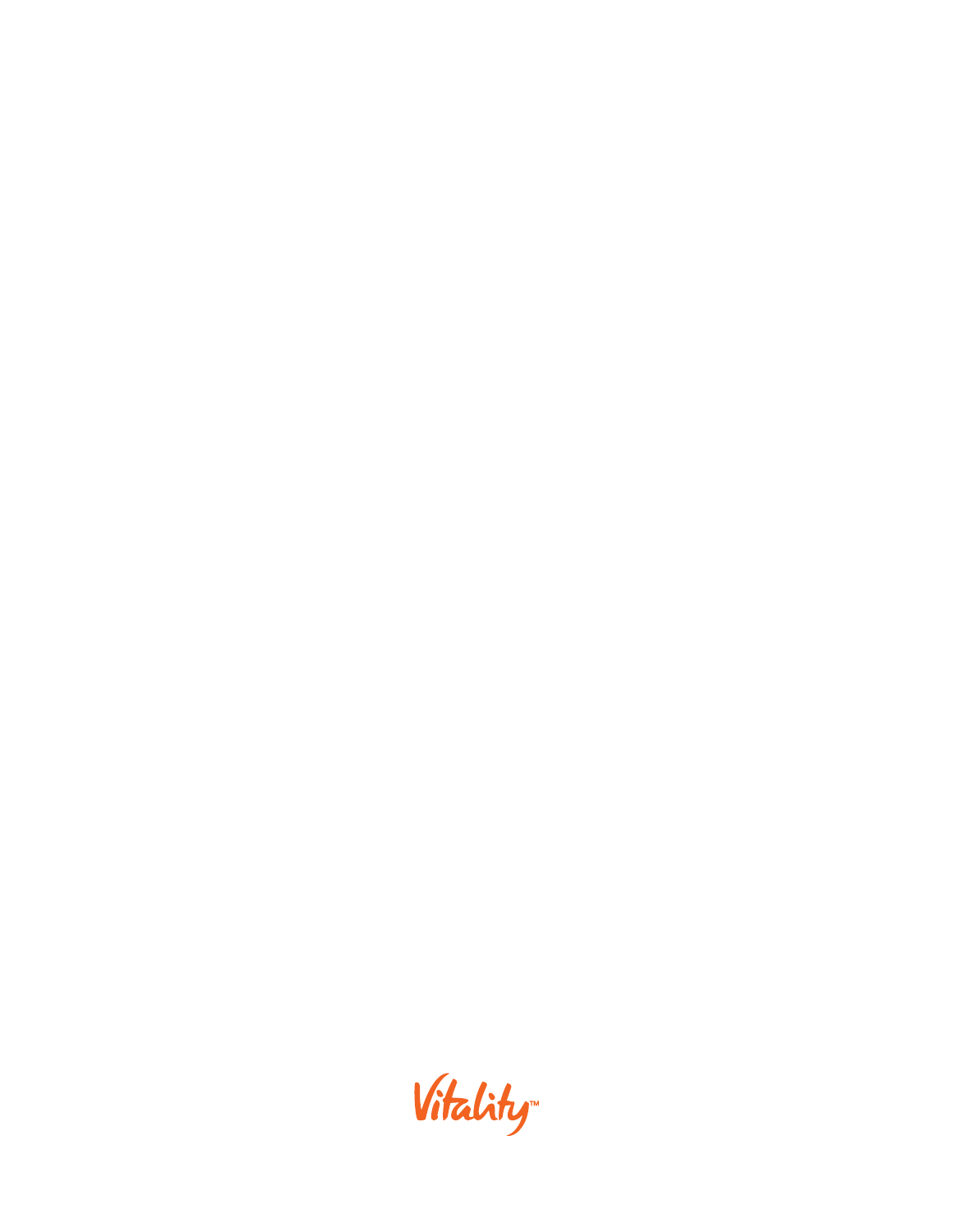Vitality™